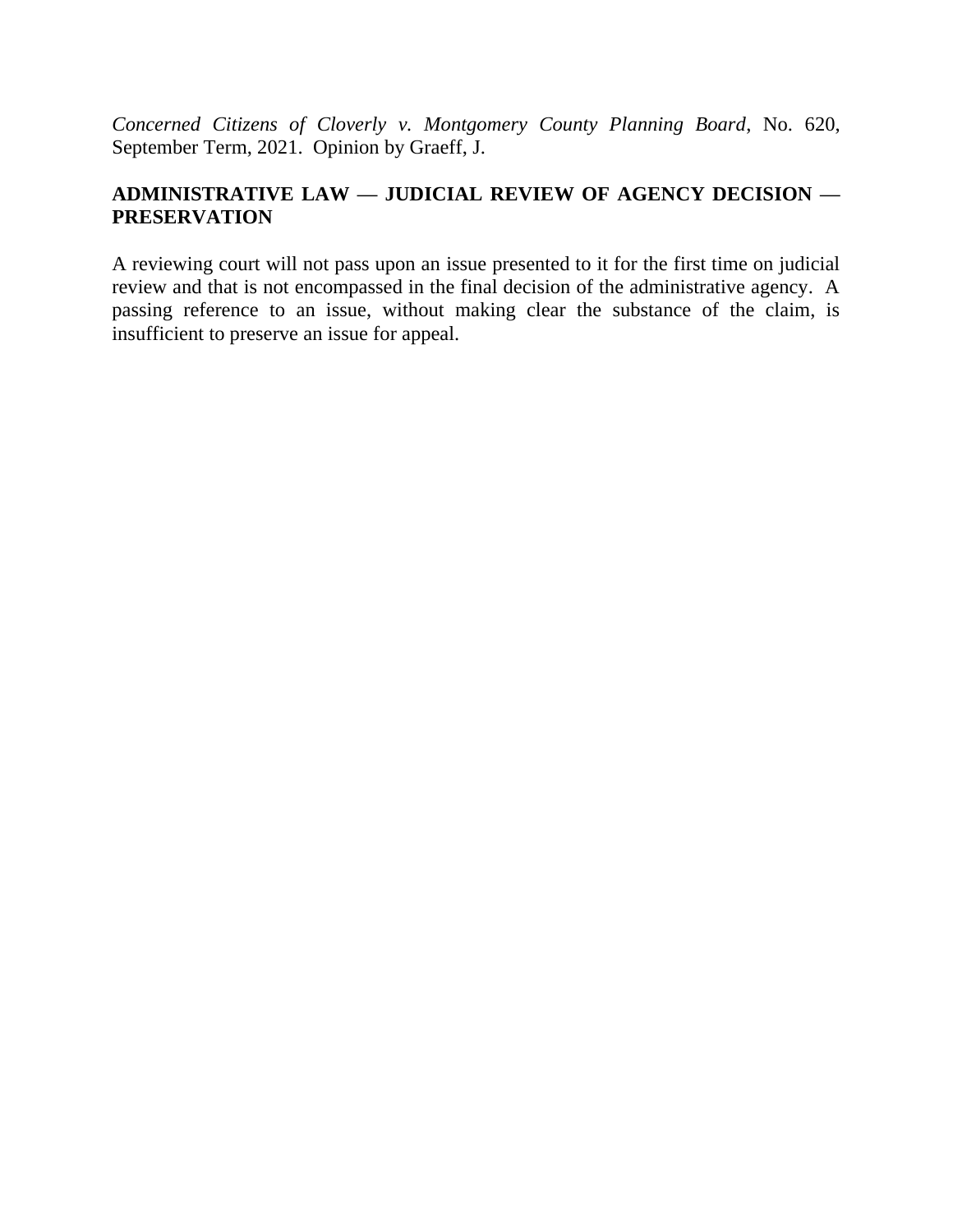*Concerned Citizens of Cloverly v. Montgomery County Planning Board*, No. 620, September Term, 2021. Opinion by Graeff, J.

**ADMINISTRATIVE LAW — JUDICIAL REVIEW OF AGENCY DECISION — PRESERVATION**

A reviewing court will not pass upon an issue presented to it for the first time on judicial review and that is not encompassed in the final decision of the administrative agency. A passing reference to an issue, without making clear the substance of the claim, is insufficient to preserve an issue for appeal.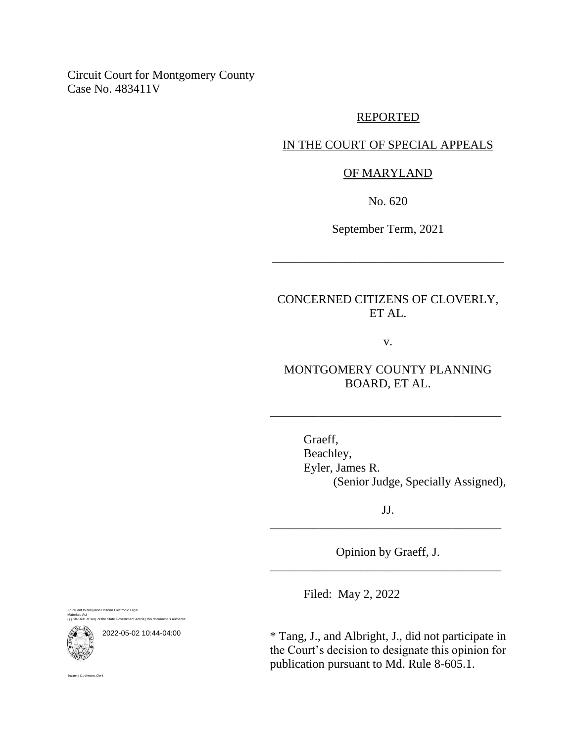Circuit Court for Montgomery County
Case No. 483411V

REPORTED

IN THE COURT OF SPECIAL APPEALS

OF MARYLAND

No. 620

September Term, 2021

---

CONCERNED CITIZENS OF CLOVERLY, ET AL.

v.

MONTGOMERY COUNTY PLANNING BOARD, ET AL.

---

Graeff,
Beachley,
Eyler, James R.
(Senior Judge, Specially Assigned),

JJ.

---

Opinion by Graeff, J.

---

Filed: May 2, 2022

Pursuant to Maryland Uniform Electronic Legal Materials Act
(§§ 10-1601 et seq. of the State Government Article) this document is authentic.

2022-05-02 10:44-04:00

Suzanne C. Johnson, Clerk

\* Tang, J., and Albright, J., did not participate in the Court's decision to designate this opinion for publication pursuant to Md. Rule 8-605.1.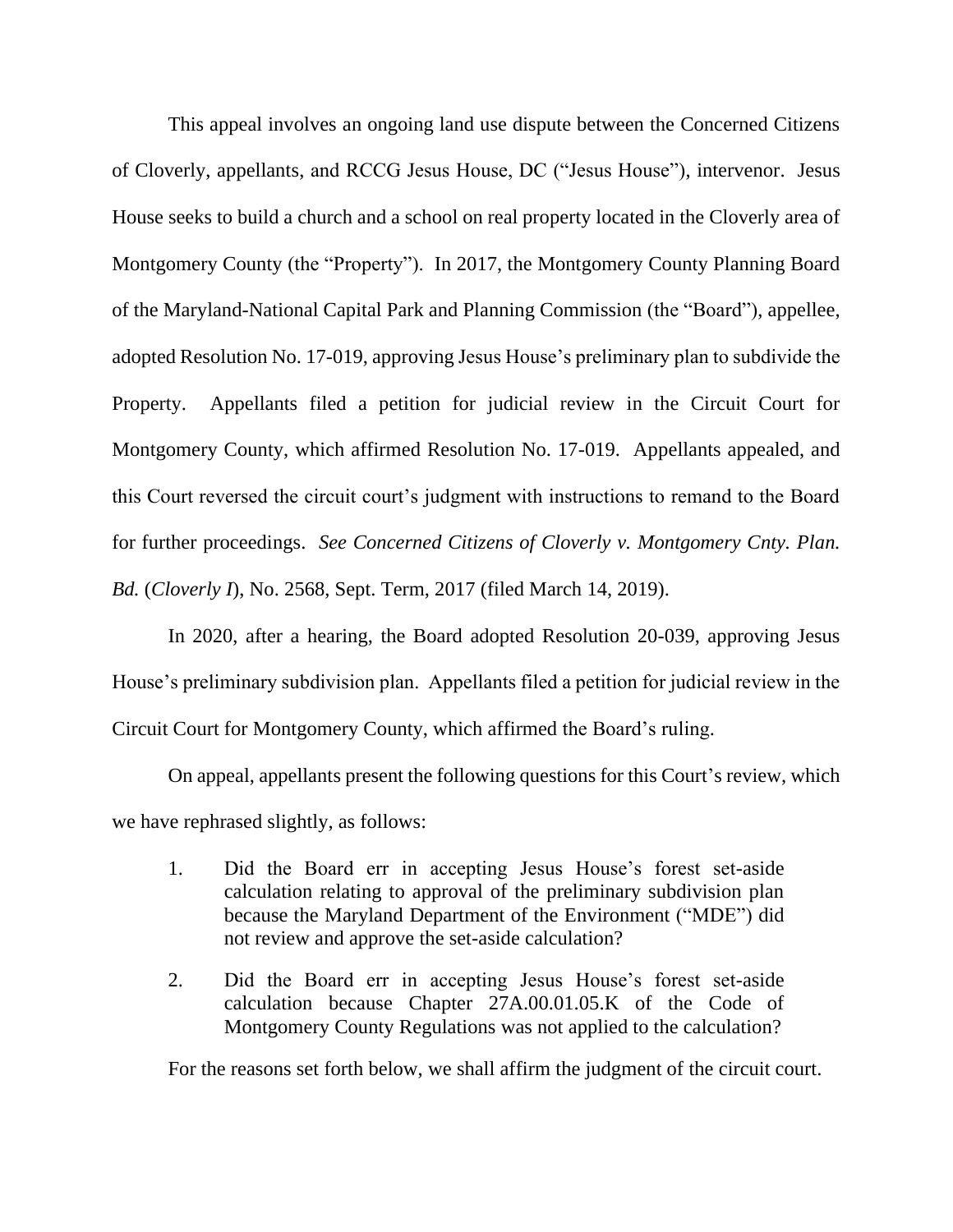This appeal involves an ongoing land use dispute between the Concerned Citizens of Cloverly, appellants, and RCCG Jesus House, DC ("Jesus House"), intervenor. Jesus House seeks to build a church and a school on real property located in the Cloverly area of Montgomery County (the "Property"). In 2017, the Montgomery County Planning Board of the Maryland-National Capital Park and Planning Commission (the "Board"), appellee, adopted Resolution No. 17-019, approving Jesus House's preliminary plan to subdivide the Property. Appellants filed a petition for judicial review in the Circuit Court for Montgomery County, which affirmed Resolution No. 17-019. Appellants appealed, and this Court reversed the circuit court's judgment with instructions to remand to the Board for further proceedings. *See Concerned Citizens of Cloverly v. Montgomery Cnty. Plan. Bd.* (*Cloverly I*), No. 2568, Sept. Term, 2017 (filed March 14, 2019).

In 2020, after a hearing, the Board adopted Resolution 20-039, approving Jesus House's preliminary subdivision plan. Appellants filed a petition for judicial review in the Circuit Court for Montgomery County, which affirmed the Board's ruling.

On appeal, appellants present the following questions for this Court's review, which we have rephrased slightly, as follows:

> 1. Did the Board err in accepting Jesus House's forest set-aside calculation relating to approval of the preliminary subdivision plan because the Maryland Department of the Environment ("MDE") did not review and approve the set-aside calculation?
>
> 2. Did the Board err in accepting Jesus House's forest set-aside calculation because Chapter 27A.00.01.05.K of the Code of Montgomery County Regulations was not applied to the calculation?

For the reasons set forth below, we shall affirm the judgment of the circuit court.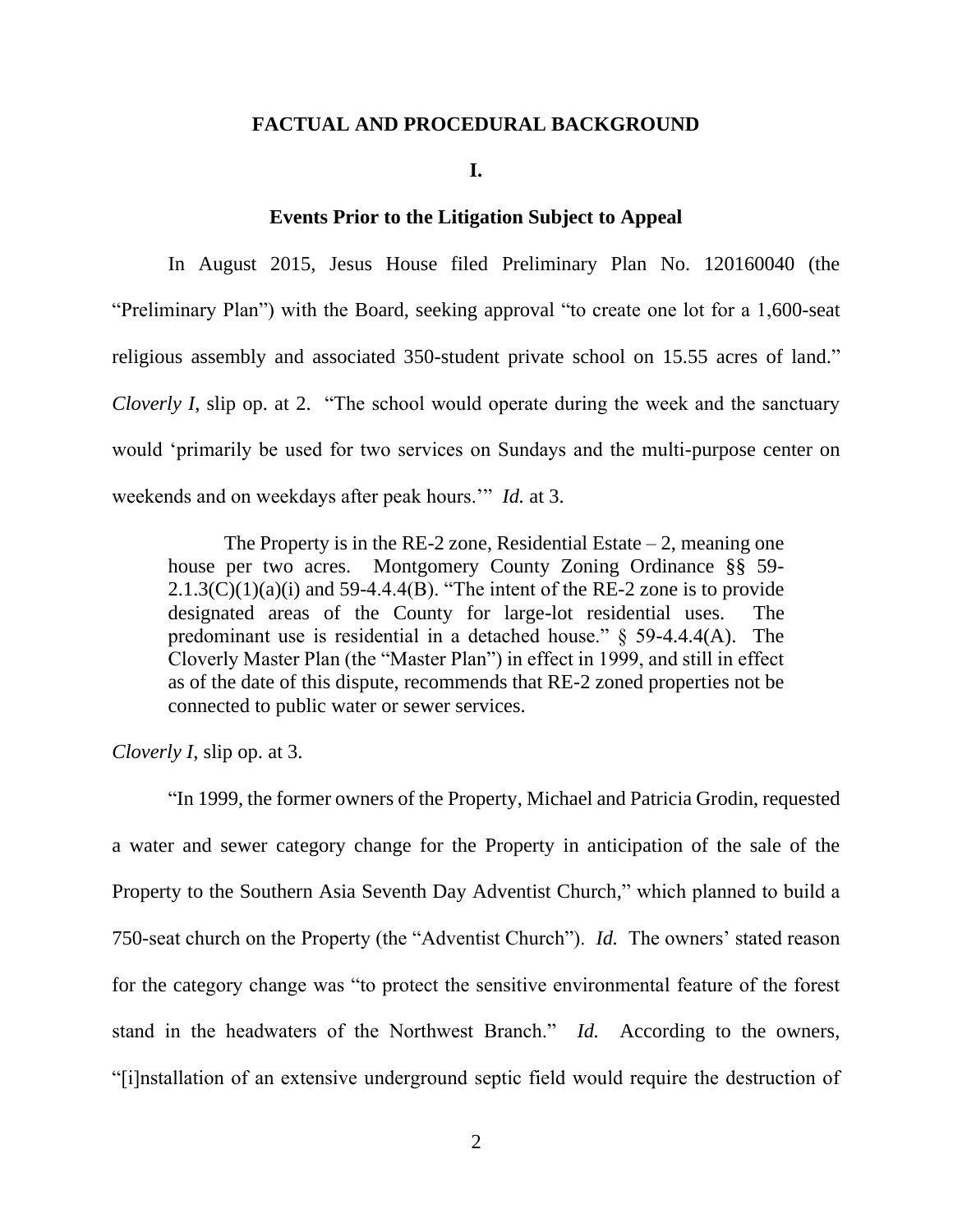## FACTUAL AND PROCEDURAL BACKGROUND

### I.

### Events Prior to the Litigation Subject to Appeal

In August 2015, Jesus House filed Preliminary Plan No. 120160040 (the "Preliminary Plan") with the Board, seeking approval "to create one lot for a 1,600-seat religious assembly and associated 350-student private school on 15.55 acres of land." *Cloverly I*, slip op. at 2. "The school would operate during the week and the sanctuary would 'primarily be used for two services on Sundays and the multi-purpose center on weekends and on weekdays after peak hours.'" *Id.* at 3.

> The Property is in the RE-2 zone, Residential Estate – 2, meaning one house per two acres. Montgomery County Zoning Ordinance §§ 59-2.1.3(C)(1)(a)(i) and 59-4.4.4(B). "The intent of the RE-2 zone is to provide designated areas of the County for large-lot residential uses. The predominant use is residential in a detached house." § 59-4.4.4(A). The Cloverly Master Plan (the "Master Plan") in effect in 1999, and still in effect as of the date of this dispute, recommends that RE-2 zoned properties not be connected to public water or sewer services.

*Cloverly I*, slip op. at 3.

"In 1999, the former owners of the Property, Michael and Patricia Grodin, requested a water and sewer category change for the Property in anticipation of the sale of the Property to the Southern Asia Seventh Day Adventist Church," which planned to build a 750-seat church on the Property (the "Adventist Church"). *Id.* The owners' stated reason for the category change was "to protect the sensitive environmental feature of the forest stand in the headwaters of the Northwest Branch." *Id.* According to the owners, "[i]nstallation of an extensive underground septic field would require the destruction of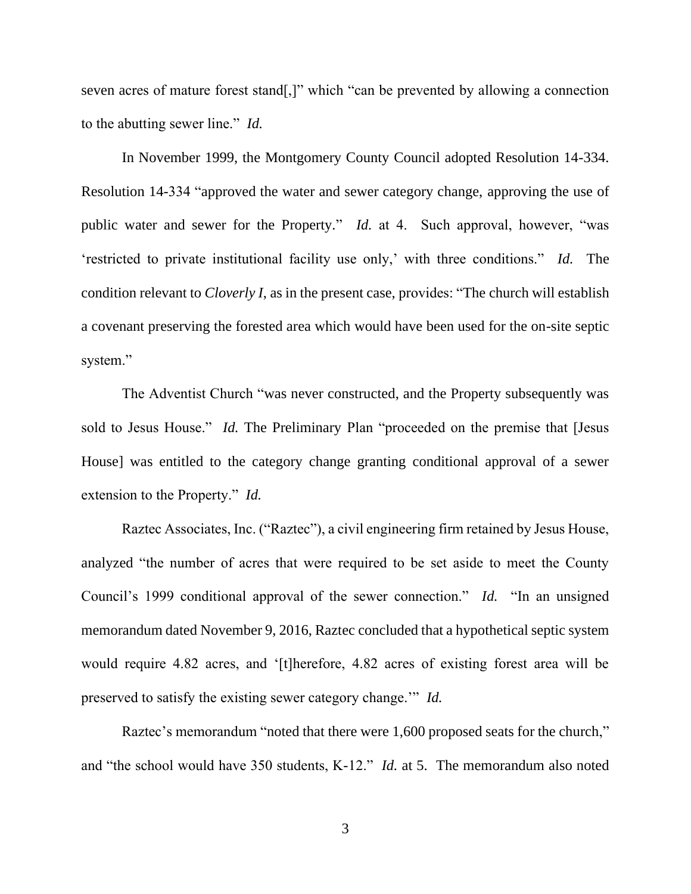seven acres of mature forest stand[,]" which "can be prevented by allowing a connection to the abutting sewer line." *Id.*

In November 1999, the Montgomery County Council adopted Resolution 14-334. Resolution 14-334 "approved the water and sewer category change, approving the use of public water and sewer for the Property." *Id.* at 4. Such approval, however, "was 'restricted to private institutional facility use only,' with three conditions." *Id.* The condition relevant to *Cloverly I*, as in the present case, provides: "The church will establish a covenant preserving the forested area which would have been used for the on-site septic system."

The Adventist Church "was never constructed, and the Property subsequently was sold to Jesus House." *Id.* The Preliminary Plan "proceeded on the premise that [Jesus House] was entitled to the category change granting conditional approval of a sewer extension to the Property." *Id.*

Raztec Associates, Inc. ("Raztec"), a civil engineering firm retained by Jesus House, analyzed "the number of acres that were required to be set aside to meet the County Council's 1999 conditional approval of the sewer connection." *Id.* "In an unsigned memorandum dated November 9, 2016, Raztec concluded that a hypothetical septic system would require 4.82 acres, and '[t]herefore, 4.82 acres of existing forest area will be preserved to satisfy the existing sewer category change.'" *Id.*

Raztec's memorandum "noted that there were 1,600 proposed seats for the church," and "the school would have 350 students, K-12." *Id.* at 5. The memorandum also noted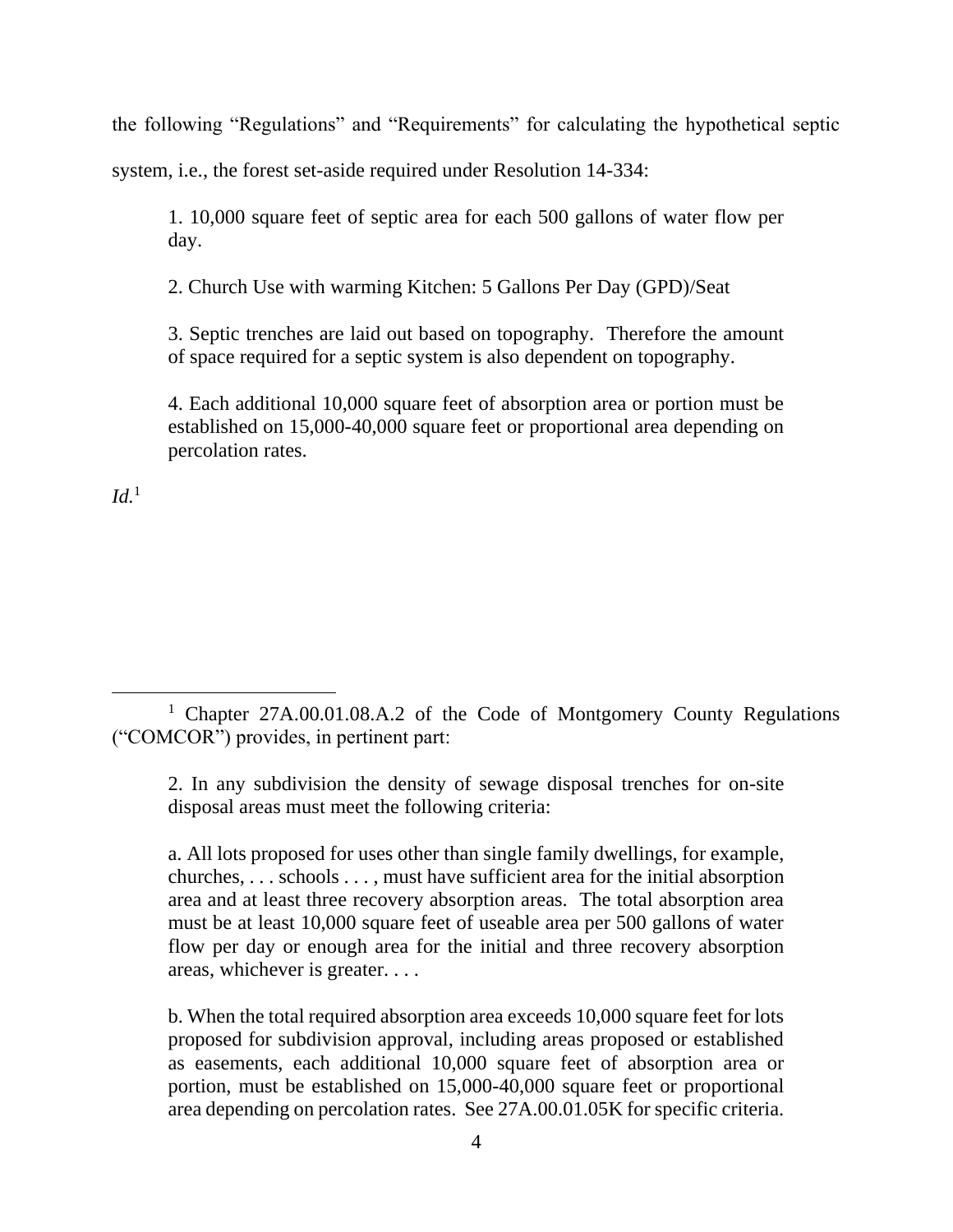the following "Regulations" and "Requirements" for calculating the hypothetical septic system, i.e., the forest set-aside required under Resolution 14-334:

> 1. 10,000 square feet of septic area for each 500 gallons of water flow per day.
>
> 2. Church Use with warming Kitchen: 5 Gallons Per Day (GPD)/Seat
>
> 3. Septic trenches are laid out based on topography. Therefore the amount of space required for a septic system is also dependent on topography.
>
> 4. Each additional 10,000 square feet of absorption area or portion must be established on 15,000-40,000 square feet or proportional area depending on percolation rates.

*Id.*[1]

---

[1] Chapter 27A.00.01.08.A.2 of the Code of Montgomery County Regulations ("COMCOR") provides, in pertinent part:

> 2. In any subdivision the density of sewage disposal trenches for on-site disposal areas must meet the following criteria:
>
> a. All lots proposed for uses other than single family dwellings, for example, churches, . . . schools . . . , must have sufficient area for the initial absorption area and at least three recovery absorption areas. The total absorption area must be at least 10,000 square feet of useable area per 500 gallons of water flow per day or enough area for the initial and three recovery absorption areas, whichever is greater. . . .
>
> b. When the total required absorption area exceeds 10,000 square feet for lots proposed for subdivision approval, including areas proposed or established as easements, each additional 10,000 square feet of absorption area or portion, must be established on 15,000-40,000 square feet or proportional area depending on percolation rates. See 27A.00.01.05K for specific criteria.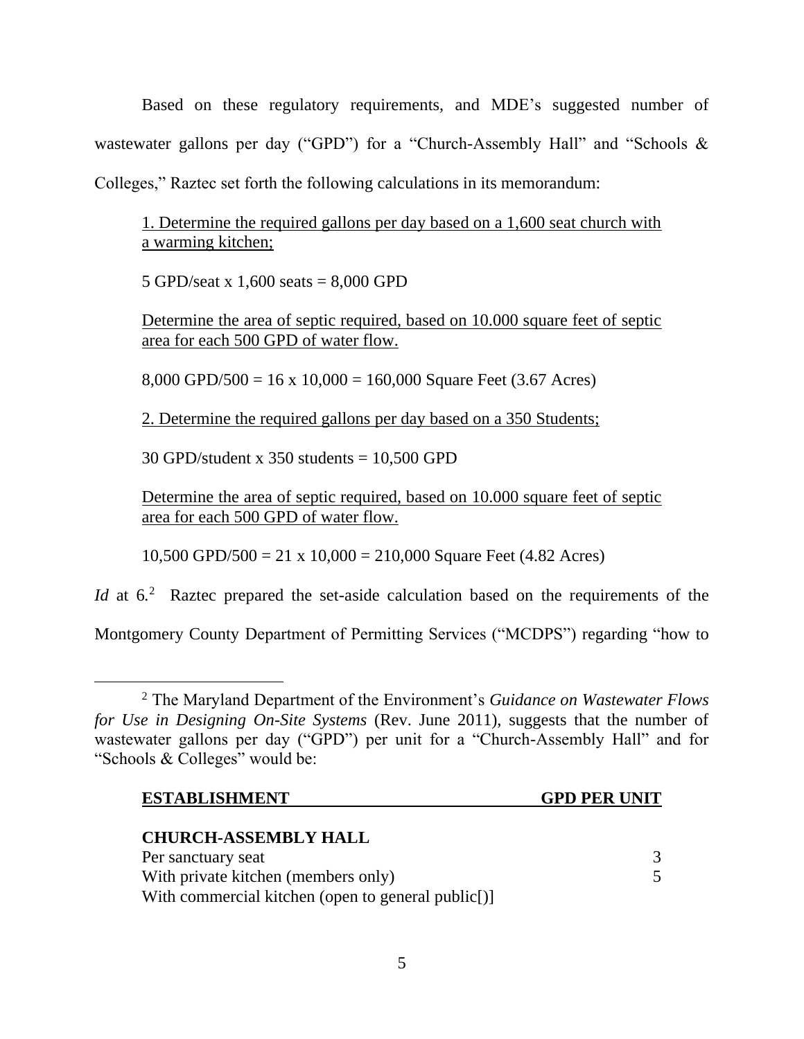Based on these regulatory requirements, and MDE's suggested number of wastewater gallons per day ("GPD") for a "Church-Assembly Hall" and "Schools & Colleges," Raztec set forth the following calculations in its memorandum:

> <u>1. Determine the required gallons per day based on a 1,600 seat church with a warming kitchen;</u>
>
> 5 GPD/seat x 1,600 seats = 8,000 GPD
>
> <u>Determine the area of septic required, based on 10.000 square feet of septic area for each 500 GPD of water flow.</u>
>
> 8,000 GPD/500 = 16 x 10,000 = 160,000 Square Feet (3.67 Acres)
>
> <u>2. Determine the required gallons per day based on a 350 Students;</u>
>
> 30 GPD/student x 350 students = 10,500 GPD
>
> <u>Determine the area of septic required, based on 10.000 square feet of septic area for each 500 GPD of water flow.</u>
>
> 10,500 GPD/500 = 21 x 10,000 = 210,000 Square Feet (4.82 Acres)

*Id* at 6.[2] Raztec prepared the set-aside calculation based on the requirements of the Montgomery County Department of Permitting Services ("MCDPS") regarding "how to

---

[2] The Maryland Department of the Environment's *Guidance on Wastewater Flows for Use in Designing On-Site Systems* (Rev. June 2011), suggests that the number of wastewater gallons per day ("GPD") per unit for a "Church-Assembly Hall" and for "Schools & Colleges" would be:

| **ESTABLISHMENT** | **GPD PER UNIT** |
|---|---|
| **CHURCH-ASSEMBLY HALL** | |
| Per sanctuary seat | 3 |
| With private kitchen (members only) | 5 |
| With commercial kitchen (open to general public[)] | |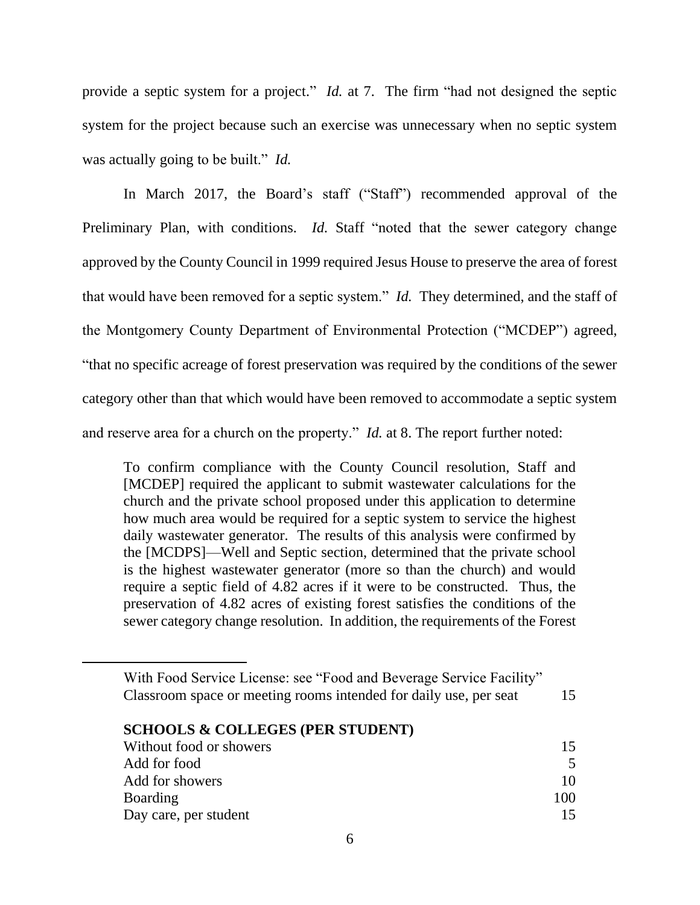provide a septic system for a project." *Id.* at 7. The firm "had not designed the septic system for the project because such an exercise was unnecessary when no septic system was actually going to be built." *Id.*

In March 2017, the Board's staff ("Staff") recommended approval of the Preliminary Plan, with conditions. *Id.* Staff "noted that the sewer category change approved by the County Council in 1999 required Jesus House to preserve the area of forest that would have been removed for a septic system." *Id.* They determined, and the staff of the Montgomery County Department of Environmental Protection ("MCDEP") agreed, "that no specific acreage of forest preservation was required by the conditions of the sewer category other than that which would have been removed to accommodate a septic system and reserve area for a church on the property." *Id.* at 8. The report further noted:

> To confirm compliance with the County Council resolution, Staff and [MCDEP] required the applicant to submit wastewater calculations for the church and the private school proposed under this application to determine how much area would be required for a septic system to service the highest daily wastewater generator. The results of this analysis were confirmed by the [MCDPS]—Well and Septic section, determined that the private school is the highest wastewater generator (more so than the church) and would require a septic field of 4.82 acres if it were to be constructed. Thus, the preservation of 4.82 acres of existing forest satisfies the conditions of the sewer category change resolution. In addition, the requirements of the Forest

---

| | |
|---|---|
| With Food Service License: see "Food and Beverage Service Facility" | |
| Classroom space or meeting rooms intended for daily use, per seat | 15 |
| **SCHOOLS & COLLEGES (PER STUDENT)** | |
| Without food or showers | 15 |
| Add for food | 5 |
| Add for showers | 10 |
| Boarding | 100 |
| Day care, per student | 15 |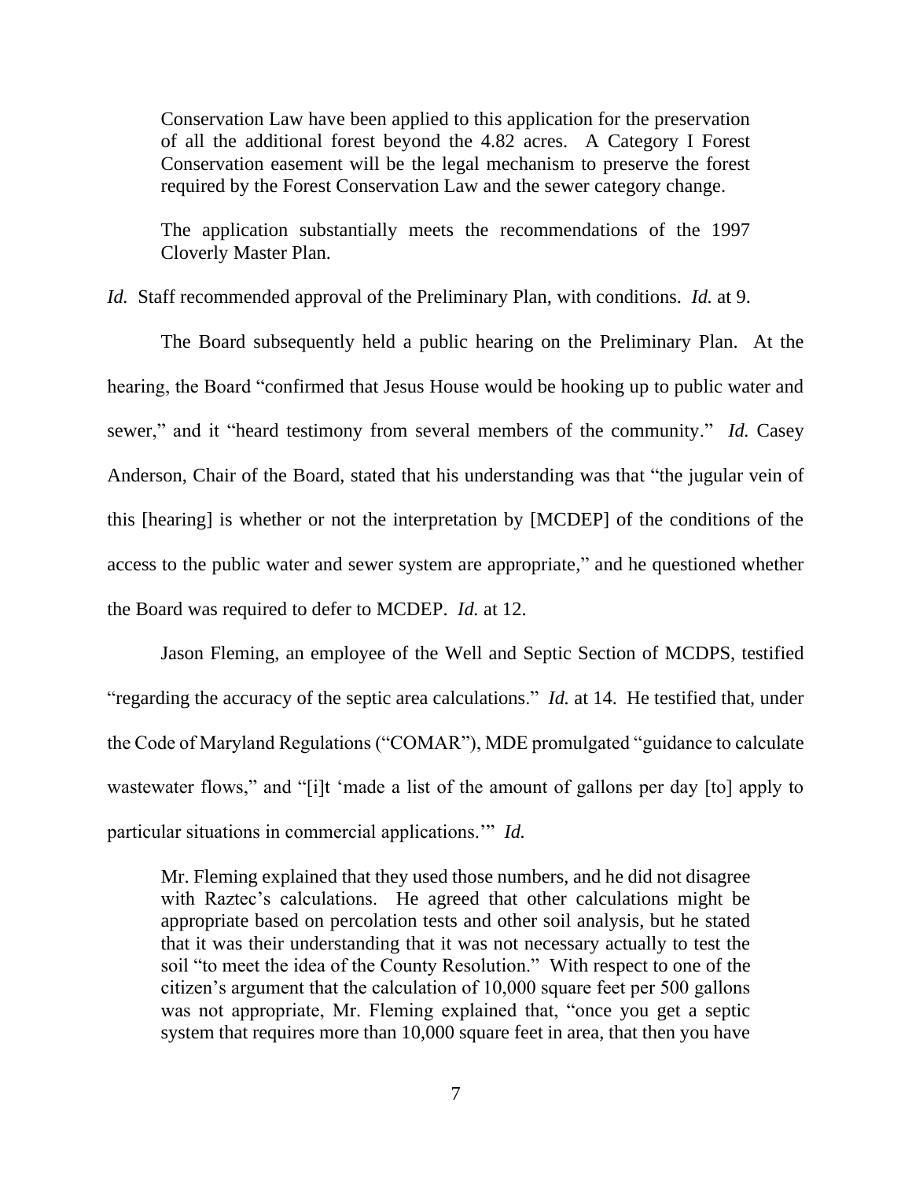> Conservation Law have been applied to this application for the preservation of all the additional forest beyond the 4.82 acres. A Category I Forest Conservation easement will be the legal mechanism to preserve the forest required by the Forest Conservation Law and the sewer category change.
>
> The application substantially meets the recommendations of the 1997 Cloverly Master Plan.

*Id.* Staff recommended approval of the Preliminary Plan, with conditions. *Id.* at 9.

The Board subsequently held a public hearing on the Preliminary Plan. At the hearing, the Board "confirmed that Jesus House would be hooking up to public water and sewer," and it "heard testimony from several members of the community." *Id.* Casey Anderson, Chair of the Board, stated that his understanding was that "the jugular vein of this [hearing] is whether or not the interpretation by [MCDEP] of the conditions of the access to the public water and sewer system are appropriate," and he questioned whether the Board was required to defer to MCDEP. *Id.* at 12.

Jason Fleming, an employee of the Well and Septic Section of MCDPS, testified "regarding the accuracy of the septic area calculations." *Id.* at 14. He testified that, under the Code of Maryland Regulations ("COMAR"), MDE promulgated "guidance to calculate wastewater flows," and "[i]t 'made a list of the amount of gallons per day [to] apply to particular situations in commercial applications.'" *Id.*

> Mr. Fleming explained that they used those numbers, and he did not disagree with Raztec's calculations. He agreed that other calculations might be appropriate based on percolation tests and other soil analysis, but he stated that it was their understanding that it was not necessary actually to test the soil "to meet the idea of the County Resolution." With respect to one of the citizen's argument that the calculation of 10,000 square feet per 500 gallons was not appropriate, Mr. Fleming explained that, "once you get a septic system that requires more than 10,000 square feet in area, that then you have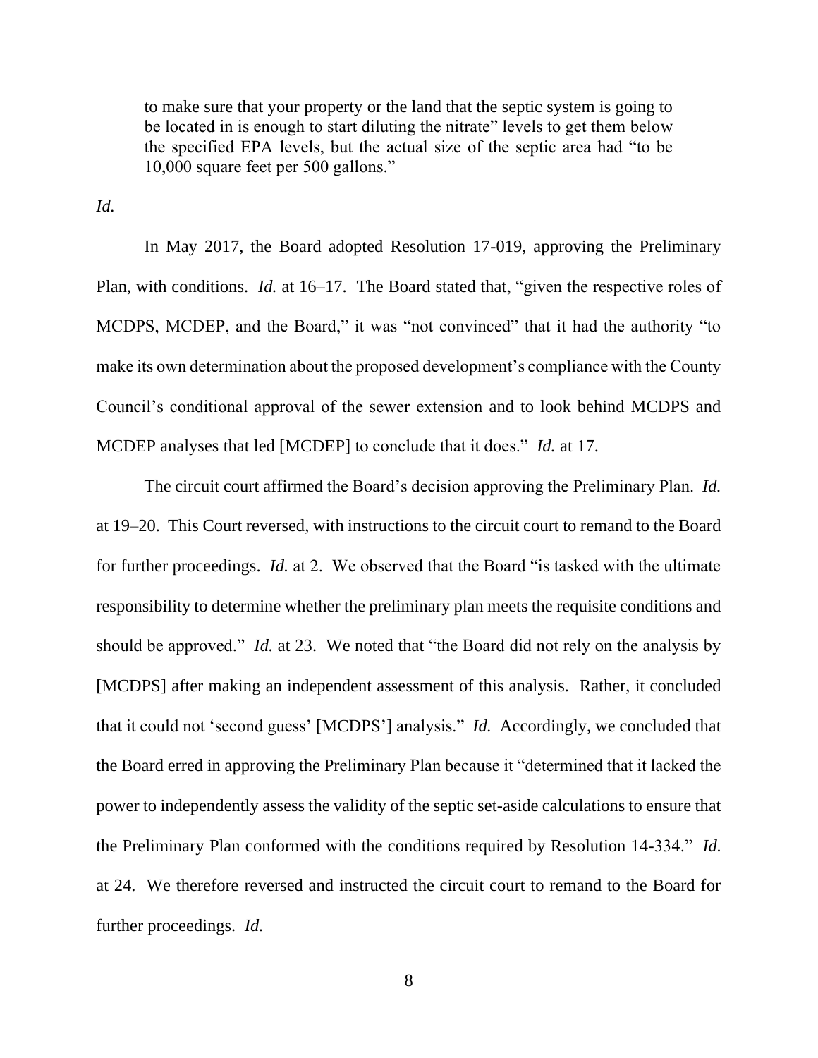> to make sure that your property or the land that the septic system is going to be located in is enough to start diluting the nitrate" levels to get them below the specified EPA levels, but the actual size of the septic area had "to be 10,000 square feet per 500 gallons."

*Id.*

In May 2017, the Board adopted Resolution 17-019, approving the Preliminary Plan, with conditions. *Id.* at 16–17. The Board stated that, "given the respective roles of MCDPS, MCDEP, and the Board," it was "not convinced" that it had the authority "to make its own determination about the proposed development's compliance with the County Council's conditional approval of the sewer extension and to look behind MCDPS and MCDEP analyses that led [MCDEP] to conclude that it does." *Id.* at 17.

The circuit court affirmed the Board's decision approving the Preliminary Plan. *Id.* at 19–20. This Court reversed, with instructions to the circuit court to remand to the Board for further proceedings. *Id.* at 2. We observed that the Board "is tasked with the ultimate responsibility to determine whether the preliminary plan meets the requisite conditions and should be approved." *Id.* at 23. We noted that "the Board did not rely on the analysis by [MCDPS] after making an independent assessment of this analysis. Rather, it concluded that it could not 'second guess' [MCDPS'] analysis." *Id.* Accordingly, we concluded that the Board erred in approving the Preliminary Plan because it "determined that it lacked the power to independently assess the validity of the septic set-aside calculations to ensure that the Preliminary Plan conformed with the conditions required by Resolution 14-334." *Id.* at 24. We therefore reversed and instructed the circuit court to remand to the Board for further proceedings. *Id.*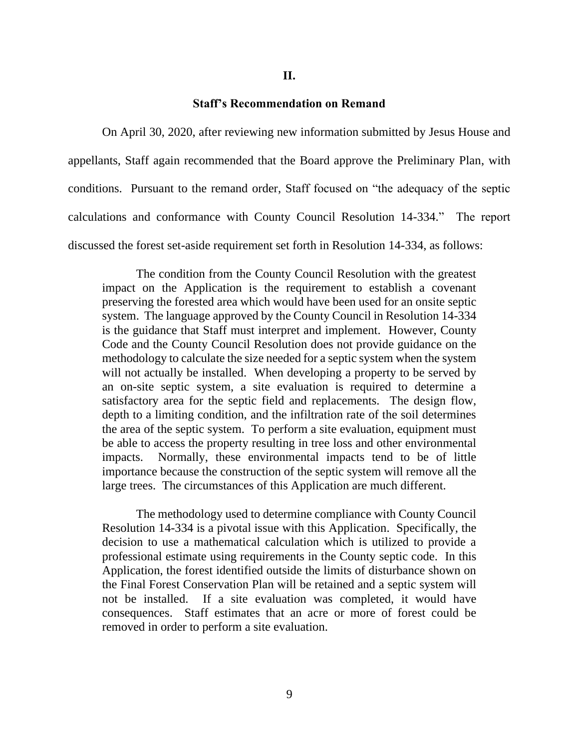## II.

## Staff's Recommendation on Remand

On April 30, 2020, after reviewing new information submitted by Jesus House and appellants, Staff again recommended that the Board approve the Preliminary Plan, with conditions. Pursuant to the remand order, Staff focused on "the adequacy of the septic calculations and conformance with County Council Resolution 14-334." The report discussed the forest set-aside requirement set forth in Resolution 14-334, as follows:

> The condition from the County Council Resolution with the greatest impact on the Application is the requirement to establish a covenant preserving the forested area which would have been used for an onsite septic system. The language approved by the County Council in Resolution 14-334 is the guidance that Staff must interpret and implement. However, County Code and the County Council Resolution does not provide guidance on the methodology to calculate the size needed for a septic system when the system will not actually be installed. When developing a property to be served by an on-site septic system, a site evaluation is required to determine a satisfactory area for the septic field and replacements. The design flow, depth to a limiting condition, and the infiltration rate of the soil determines the area of the septic system. To perform a site evaluation, equipment must be able to access the property resulting in tree loss and other environmental impacts. Normally, these environmental impacts tend to be of little importance because the construction of the septic system will remove all the large trees. The circumstances of this Application are much different.
>
> The methodology used to determine compliance with County Council Resolution 14-334 is a pivotal issue with this Application. Specifically, the decision to use a mathematical calculation which is utilized to provide a professional estimate using requirements in the County septic code. In this Application, the forest identified outside the limits of disturbance shown on the Final Forest Conservation Plan will be retained and a septic system will not be installed. If a site evaluation was completed, it would have consequences. Staff estimates that an acre or more of forest could be removed in order to perform a site evaluation.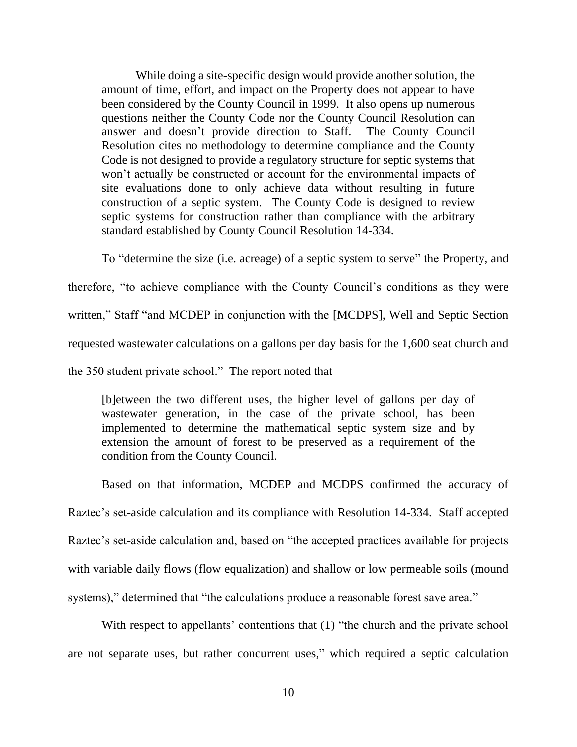> While doing a site-specific design would provide another solution, the amount of time, effort, and impact on the Property does not appear to have been considered by the County Council in 1999. It also opens up numerous questions neither the County Code nor the County Council Resolution can answer and doesn't provide direction to Staff. The County Council Resolution cites no methodology to determine compliance and the County Code is not designed to provide a regulatory structure for septic systems that won't actually be constructed or account for the environmental impacts of site evaluations done to only achieve data without resulting in future construction of a septic system. The County Code is designed to review septic systems for construction rather than compliance with the arbitrary standard established by County Council Resolution 14-334.

To "determine the size (i.e. acreage) of a septic system to serve" the Property, and therefore, "to achieve compliance with the County Council's conditions as they were written," Staff "and MCDEP in conjunction with the [MCDPS], Well and Septic Section requested wastewater calculations on a gallons per day basis for the 1,600 seat church and the 350 student private school." The report noted that

> [b]etween the two different uses, the higher level of gallons per day of wastewater generation, in the case of the private school, has been implemented to determine the mathematical septic system size and by extension the amount of forest to be preserved as a requirement of the condition from the County Council.

Based on that information, MCDEP and MCDPS confirmed the accuracy of Raztec's set-aside calculation and its compliance with Resolution 14-334. Staff accepted Raztec's set-aside calculation and, based on "the accepted practices available for projects with variable daily flows (flow equalization) and shallow or low permeable soils (mound systems)," determined that "the calculations produce a reasonable forest save area."

With respect to appellants' contentions that (1) "the church and the private school are not separate uses, but rather concurrent uses," which required a septic calculation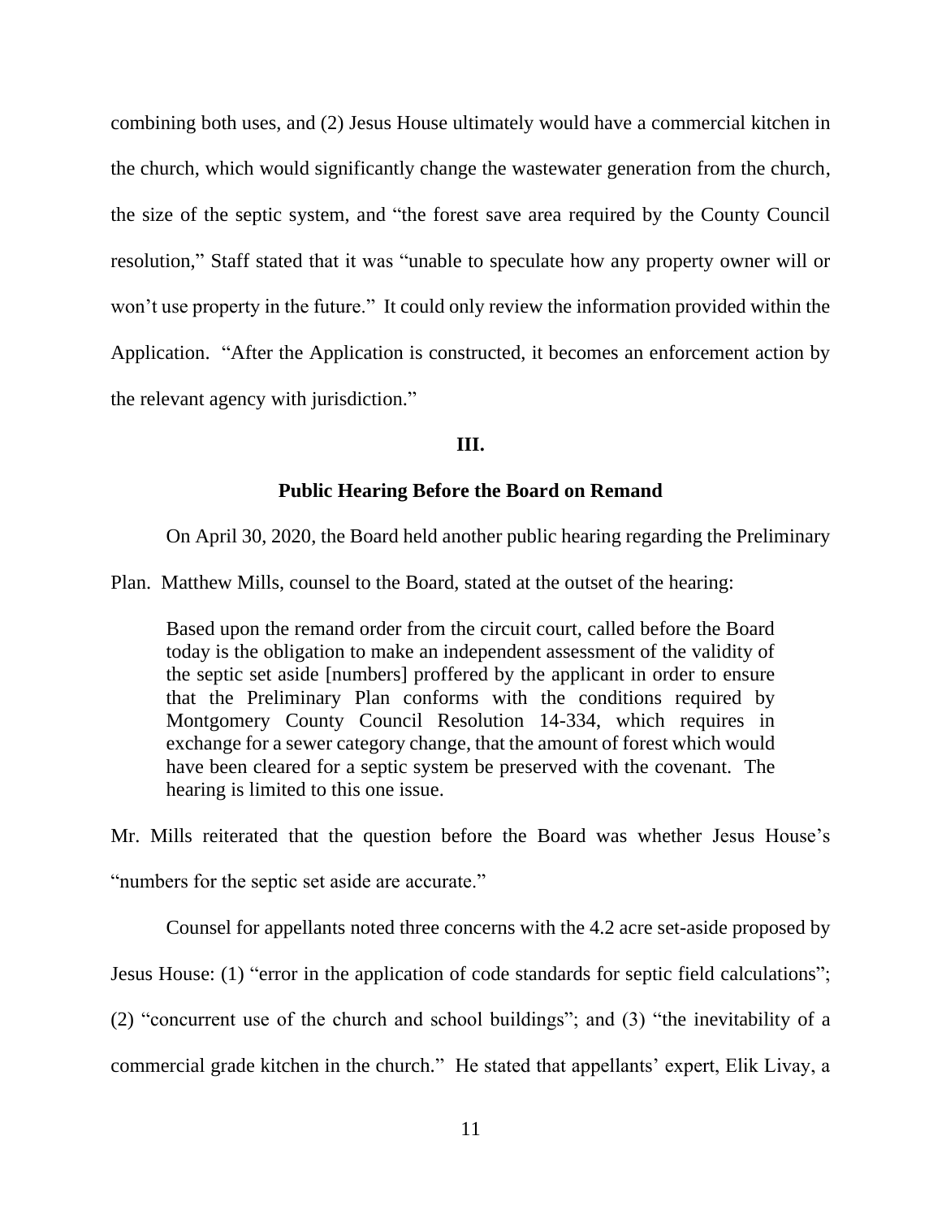combining both uses, and (2) Jesus House ultimately would have a commercial kitchen in the church, which would significantly change the wastewater generation from the church, the size of the septic system, and "the forest save area required by the County Council resolution," Staff stated that it was "unable to speculate how any property owner will or won't use property in the future." It could only review the information provided within the Application. "After the Application is constructed, it becomes an enforcement action by the relevant agency with jurisdiction."

## III.

### Public Hearing Before the Board on Remand

On April 30, 2020, the Board held another public hearing regarding the Preliminary Plan. Matthew Mills, counsel to the Board, stated at the outset of the hearing:

> Based upon the remand order from the circuit court, called before the Board today is the obligation to make an independent assessment of the validity of the septic set aside [numbers] proffered by the applicant in order to ensure that the Preliminary Plan conforms with the conditions required by Montgomery County Council Resolution 14-334, which requires in exchange for a sewer category change, that the amount of forest which would have been cleared for a septic system be preserved with the covenant. The hearing is limited to this one issue.

Mr. Mills reiterated that the question before the Board was whether Jesus House's "numbers for the septic set aside are accurate."

Counsel for appellants noted three concerns with the 4.2 acre set-aside proposed by Jesus House: (1) "error in the application of code standards for septic field calculations"; (2) "concurrent use of the church and school buildings"; and (3) "the inevitability of a commercial grade kitchen in the church." He stated that appellants' expert, Elik Livay, a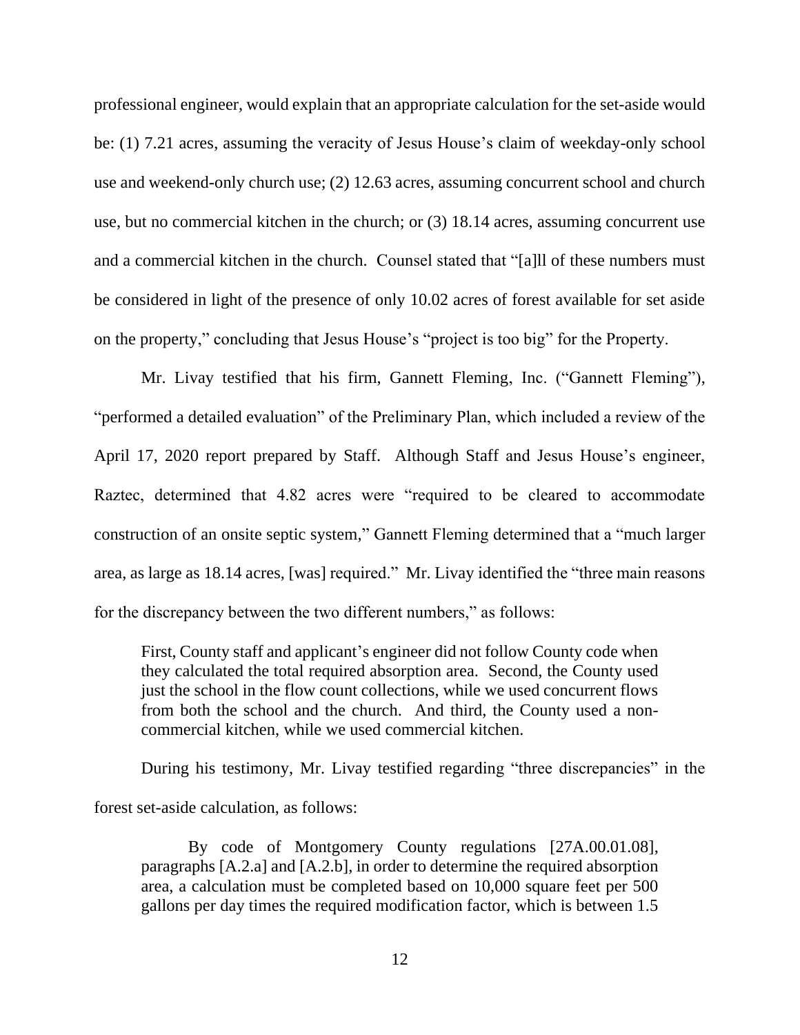professional engineer, would explain that an appropriate calculation for the set-aside would be: (1) 7.21 acres, assuming the veracity of Jesus House's claim of weekday-only school use and weekend-only church use; (2) 12.63 acres, assuming concurrent school and church use, but no commercial kitchen in the church; or (3) 18.14 acres, assuming concurrent use and a commercial kitchen in the church. Counsel stated that "[a]ll of these numbers must be considered in light of the presence of only 10.02 acres of forest available for set aside on the property," concluding that Jesus House's "project is too big" for the Property.

Mr. Livay testified that his firm, Gannett Fleming, Inc. ("Gannett Fleming"), "performed a detailed evaluation" of the Preliminary Plan, which included a review of the April 17, 2020 report prepared by Staff. Although Staff and Jesus House's engineer, Raztec, determined that 4.82 acres were "required to be cleared to accommodate construction of an onsite septic system," Gannett Fleming determined that a "much larger area, as large as 18.14 acres, [was] required." Mr. Livay identified the "three main reasons for the discrepancy between the two different numbers," as follows:

> First, County staff and applicant's engineer did not follow County code when they calculated the total required absorption area. Second, the County used just the school in the flow count collections, while we used concurrent flows from both the school and the church. And third, the County used a non-commercial kitchen, while we used commercial kitchen.

During his testimony, Mr. Livay testified regarding "three discrepancies" in the forest set-aside calculation, as follows:

> By code of Montgomery County regulations [27A.00.01.08], paragraphs [A.2.a] and [A.2.b], in order to determine the required absorption area, a calculation must be completed based on 10,000 square feet per 500 gallons per day times the required modification factor, which is between 1.5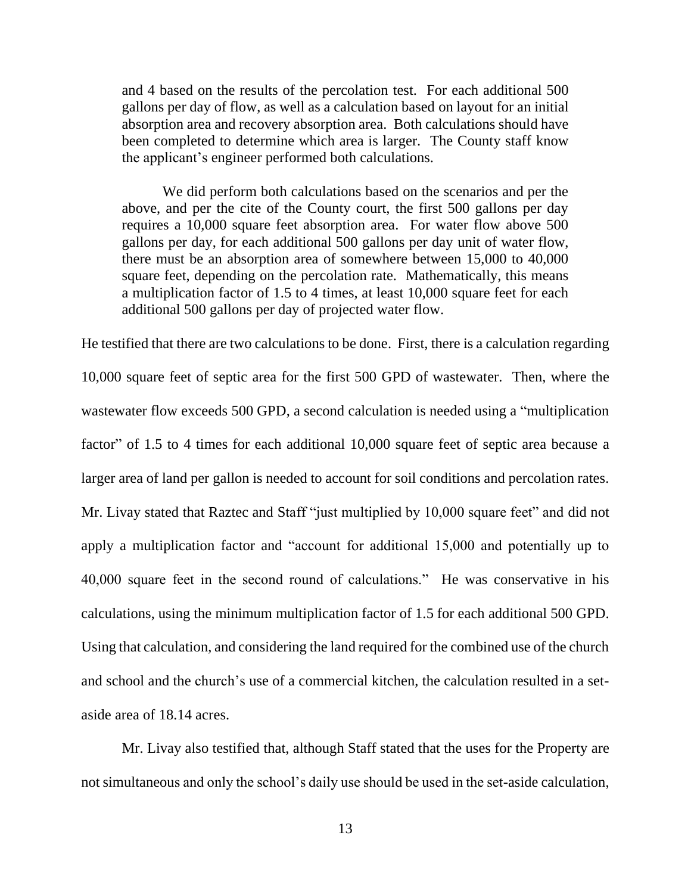> and 4 based on the results of the percolation test. For each additional 500 gallons per day of flow, as well as a calculation based on layout for an initial absorption area and recovery absorption area. Both calculations should have been completed to determine which area is larger. The County staff know the applicant's engineer performed both calculations.
>
> We did perform both calculations based on the scenarios and per the above, and per the cite of the County court, the first 500 gallons per day requires a 10,000 square feet absorption area. For water flow above 500 gallons per day, for each additional 500 gallons per day unit of water flow, there must be an absorption area of somewhere between 15,000 to 40,000 square feet, depending on the percolation rate. Mathematically, this means a multiplication factor of 1.5 to 4 times, at least 10,000 square feet for each additional 500 gallons per day of projected water flow.

He testified that there are two calculations to be done. First, there is a calculation regarding 10,000 square feet of septic area for the first 500 GPD of wastewater. Then, where the wastewater flow exceeds 500 GPD, a second calculation is needed using a "multiplication factor" of 1.5 to 4 times for each additional 10,000 square feet of septic area because a larger area of land per gallon is needed to account for soil conditions and percolation rates. Mr. Livay stated that Raztec and Staff "just multiplied by 10,000 square feet" and did not apply a multiplication factor and "account for additional 15,000 and potentially up to 40,000 square feet in the second round of calculations." He was conservative in his calculations, using the minimum multiplication factor of 1.5 for each additional 500 GPD. Using that calculation, and considering the land required for the combined use of the church and school and the church's use of a commercial kitchen, the calculation resulted in a set-aside area of 18.14 acres.

Mr. Livay also testified that, although Staff stated that the uses for the Property are not simultaneous and only the school's daily use should be used in the set-aside calculation,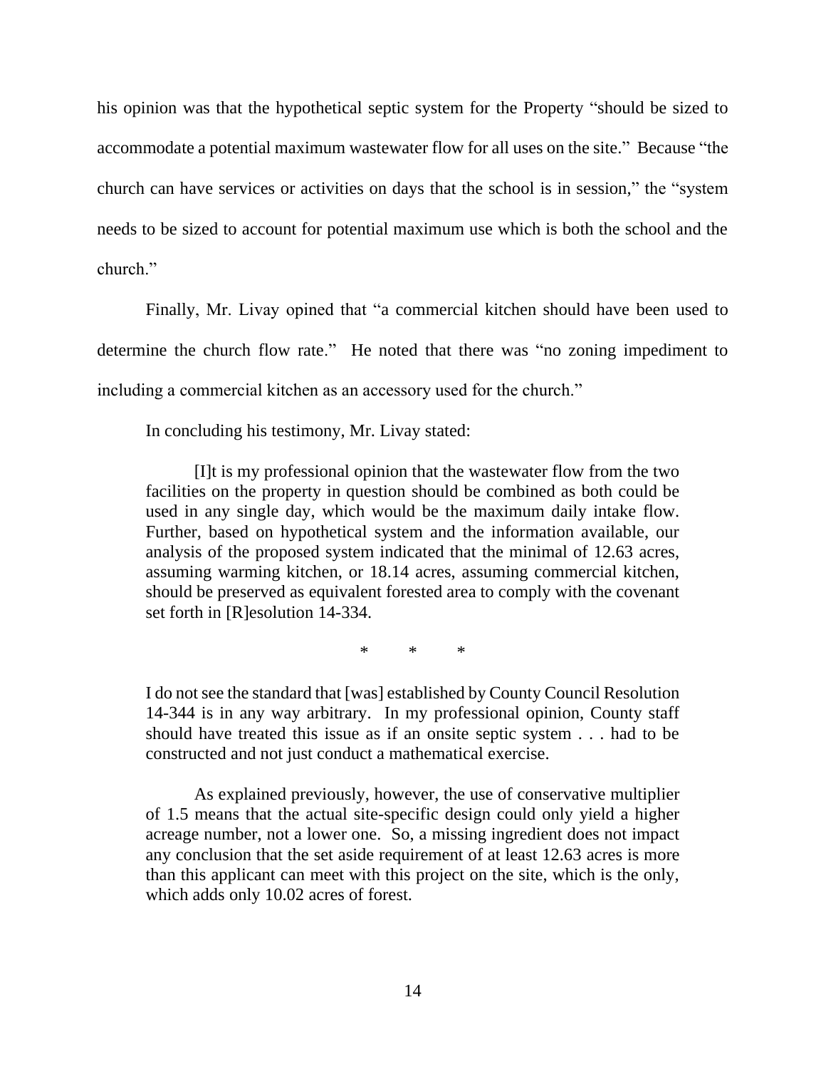his opinion was that the hypothetical septic system for the Property "should be sized to accommodate a potential maximum wastewater flow for all uses on the site." Because "the church can have services or activities on days that the school is in session," the "system needs to be sized to account for potential maximum use which is both the school and the church."

Finally, Mr. Livay opined that "a commercial kitchen should have been used to determine the church flow rate." He noted that there was "no zoning impediment to including a commercial kitchen as an accessory used for the church."

In concluding his testimony, Mr. Livay stated:

> [I]t is my professional opinion that the wastewater flow from the two facilities on the property in question should be combined as both could be used in any single day, which would be the maximum daily intake flow. Further, based on hypothetical system and the information available, our analysis of the proposed system indicated that the minimal of 12.63 acres, assuming warming kitchen, or 18.14 acres, assuming commercial kitchen, should be preserved as equivalent forested area to comply with the covenant set forth in [R]esolution 14-334.
>
> \* \* \*
>
> I do not see the standard that [was] established by County Council Resolution 14-344 is in any way arbitrary. In my professional opinion, County staff should have treated this issue as if an onsite septic system . . . had to be constructed and not just conduct a mathematical exercise.
>
> As explained previously, however, the use of conservative multiplier of 1.5 means that the actual site-specific design could only yield a higher acreage number, not a lower one. So, a missing ingredient does not impact any conclusion that the set aside requirement of at least 12.63 acres is more than this applicant can meet with this project on the site, which is the only, which adds only 10.02 acres of forest.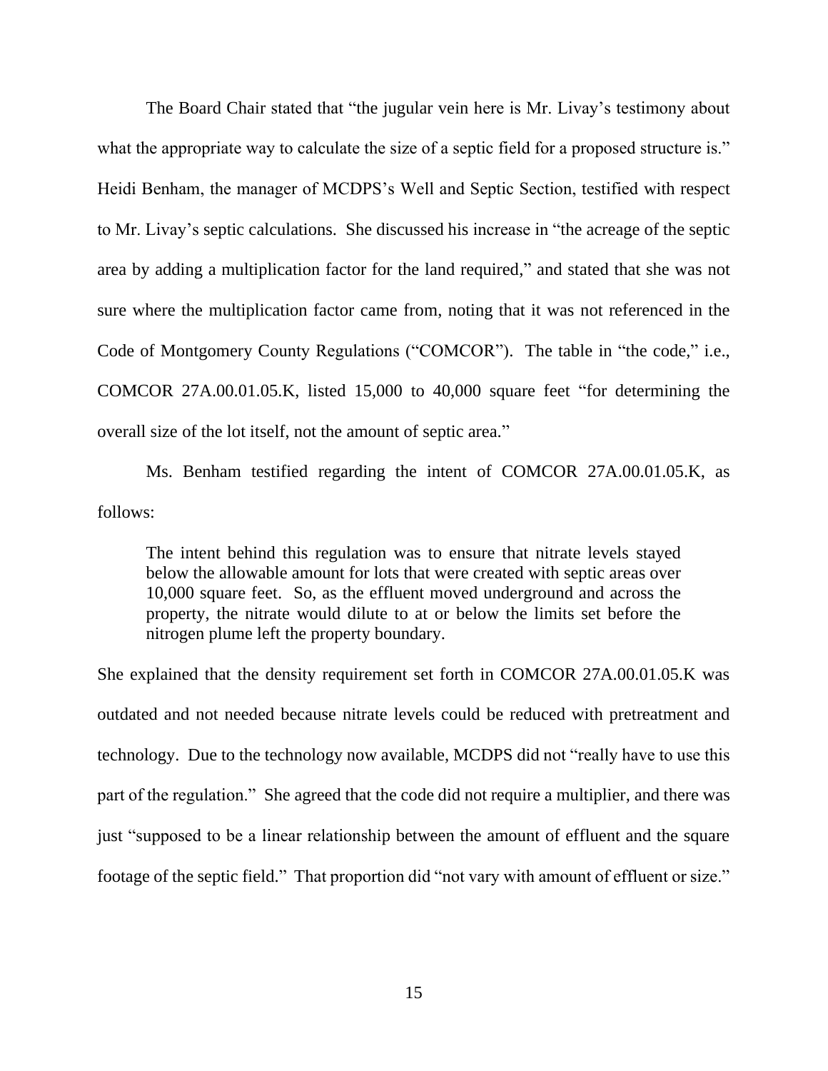The Board Chair stated that "the jugular vein here is Mr. Livay's testimony about what the appropriate way to calculate the size of a septic field for a proposed structure is." Heidi Benham, the manager of MCDPS's Well and Septic Section, testified with respect to Mr. Livay's septic calculations. She discussed his increase in "the acreage of the septic area by adding a multiplication factor for the land required," and stated that she was not sure where the multiplication factor came from, noting that it was not referenced in the Code of Montgomery County Regulations ("COMCOR"). The table in "the code," i.e., COMCOR 27A.00.01.05.K, listed 15,000 to 40,000 square feet "for determining the overall size of the lot itself, not the amount of septic area."

Ms. Benham testified regarding the intent of COMCOR 27A.00.01.05.K, as follows:

> The intent behind this regulation was to ensure that nitrate levels stayed below the allowable amount for lots that were created with septic areas over 10,000 square feet. So, as the effluent moved underground and across the property, the nitrate would dilute to at or below the limits set before the nitrogen plume left the property boundary.

She explained that the density requirement set forth in COMCOR 27A.00.01.05.K was outdated and not needed because nitrate levels could be reduced with pretreatment and technology. Due to the technology now available, MCDPS did not "really have to use this part of the regulation." She agreed that the code did not require a multiplier, and there was just "supposed to be a linear relationship between the amount of effluent and the square footage of the septic field." That proportion did "not vary with amount of effluent or size."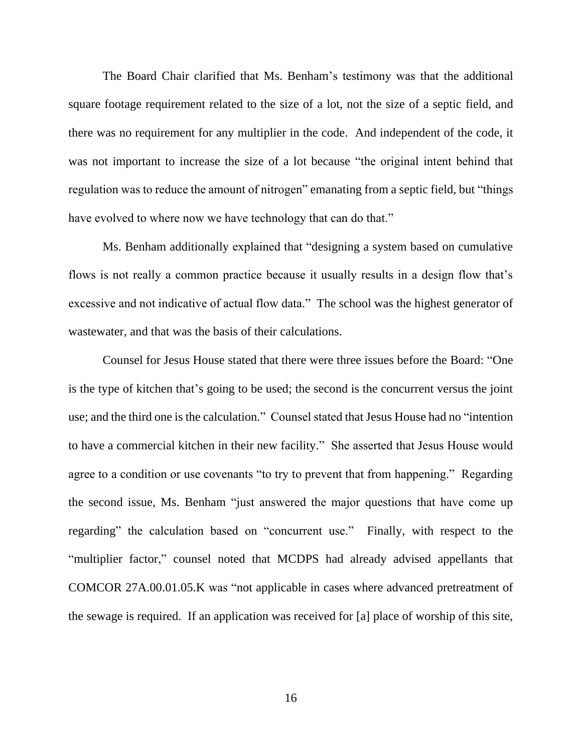The Board Chair clarified that Ms. Benham's testimony was that the additional square footage requirement related to the size of a lot, not the size of a septic field, and there was no requirement for any multiplier in the code. And independent of the code, it was not important to increase the size of a lot because "the original intent behind that regulation was to reduce the amount of nitrogen" emanating from a septic field, but "things have evolved to where now we have technology that can do that."

Ms. Benham additionally explained that "designing a system based on cumulative flows is not really a common practice because it usually results in a design flow that's excessive and not indicative of actual flow data." The school was the highest generator of wastewater, and that was the basis of their calculations.

Counsel for Jesus House stated that there were three issues before the Board: "One is the type of kitchen that's going to be used; the second is the concurrent versus the joint use; and the third one is the calculation." Counsel stated that Jesus House had no "intention to have a commercial kitchen in their new facility." She asserted that Jesus House would agree to a condition or use covenants "to try to prevent that from happening." Regarding the second issue, Ms. Benham "just answered the major questions that have come up regarding" the calculation based on "concurrent use." Finally, with respect to the "multiplier factor," counsel noted that MCDPS had already advised appellants that COMCOR 27A.00.01.05.K was "not applicable in cases where advanced pretreatment of the sewage is required. If an application was received for [a] place of worship of this site,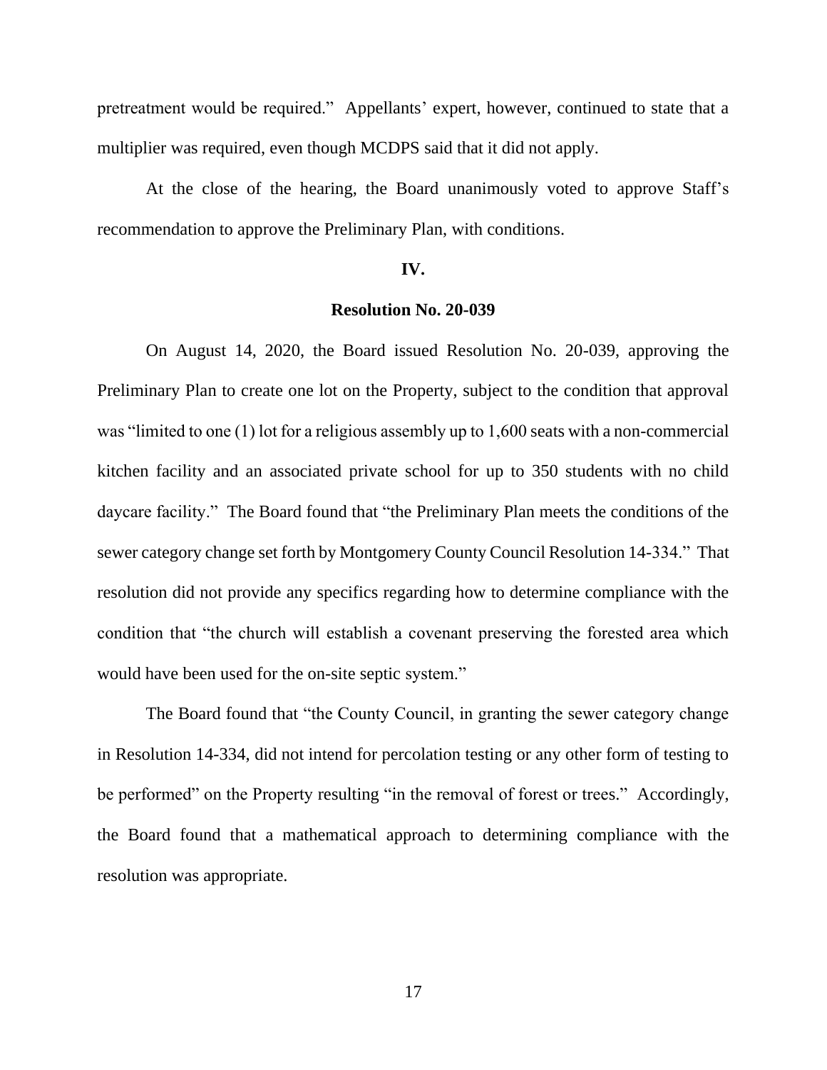pretreatment would be required." Appellants' expert, however, continued to state that a multiplier was required, even though MCDPS said that it did not apply.

At the close of the hearing, the Board unanimously voted to approve Staff's recommendation to approve the Preliminary Plan, with conditions.

## IV.

## Resolution No. 20-039

On August 14, 2020, the Board issued Resolution No. 20-039, approving the Preliminary Plan to create one lot on the Property, subject to the condition that approval was "limited to one (1) lot for a religious assembly up to 1,600 seats with a non-commercial kitchen facility and an associated private school for up to 350 students with no child daycare facility." The Board found that "the Preliminary Plan meets the conditions of the sewer category change set forth by Montgomery County Council Resolution 14-334." That resolution did not provide any specifics regarding how to determine compliance with the condition that "the church will establish a covenant preserving the forested area which would have been used for the on-site septic system."

The Board found that "the County Council, in granting the sewer category change in Resolution 14-334, did not intend for percolation testing or any other form of testing to be performed" on the Property resulting "in the removal of forest or trees." Accordingly, the Board found that a mathematical approach to determining compliance with the resolution was appropriate.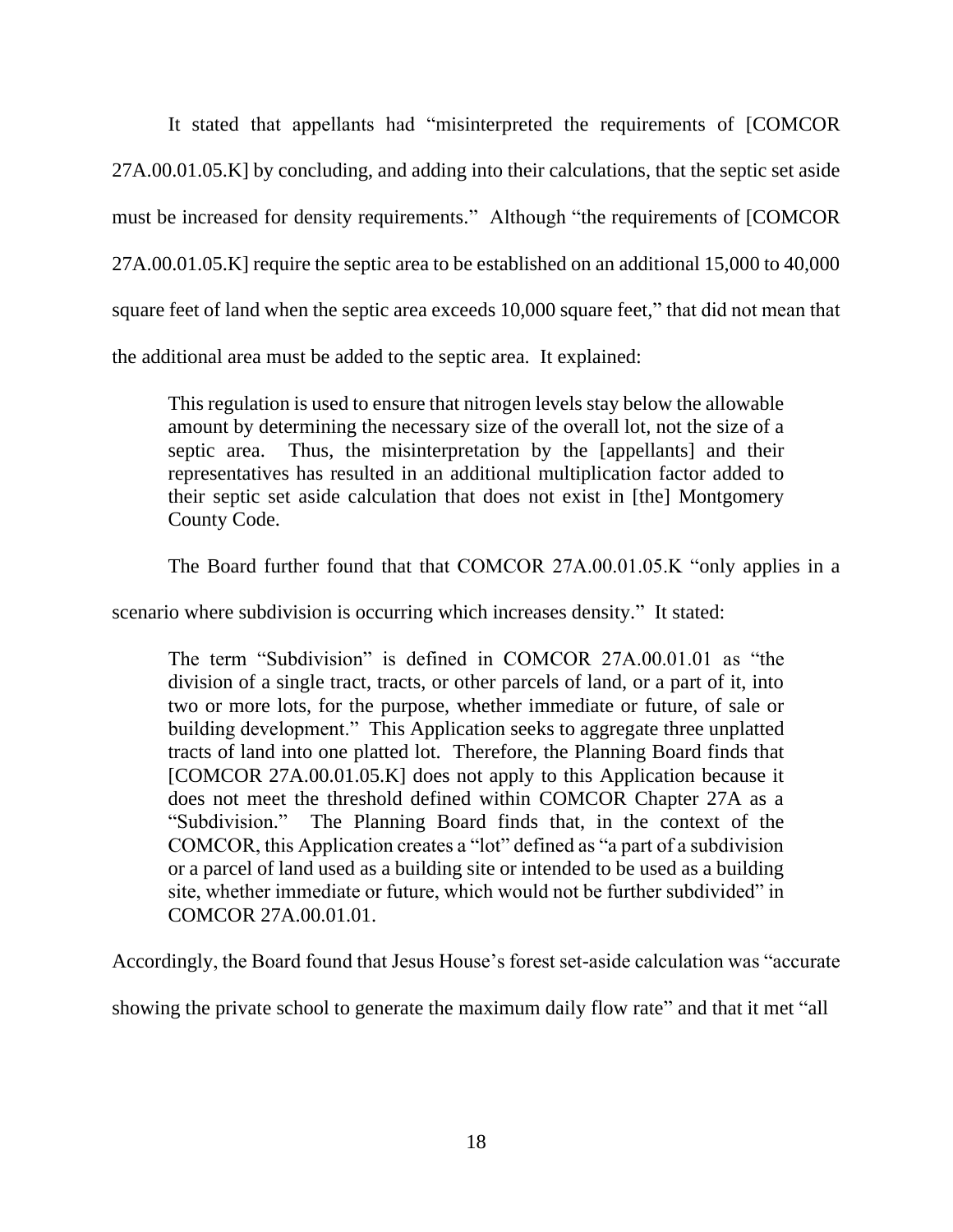It stated that appellants had "misinterpreted the requirements of [COMCOR 27A.00.01.05.K] by concluding, and adding into their calculations, that the septic set aside must be increased for density requirements." Although "the requirements of [COMCOR 27A.00.01.05.K] require the septic area to be established on an additional 15,000 to 40,000 square feet of land when the septic area exceeds 10,000 square feet," that did not mean that the additional area must be added to the septic area. It explained:

> This regulation is used to ensure that nitrogen levels stay below the allowable amount by determining the necessary size of the overall lot, not the size of a septic area. Thus, the misinterpretation by the [appellants] and their representatives has resulted in an additional multiplication factor added to their septic set aside calculation that does not exist in [the] Montgomery County Code.

The Board further found that that COMCOR 27A.00.01.05.K "only applies in a scenario where subdivision is occurring which increases density." It stated:

> The term "Subdivision" is defined in COMCOR 27A.00.01.01 as "the division of a single tract, tracts, or other parcels of land, or a part of it, into two or more lots, for the purpose, whether immediate or future, of sale or building development." This Application seeks to aggregate three unplatted tracts of land into one platted lot. Therefore, the Planning Board finds that [COMCOR 27A.00.01.05.K] does not apply to this Application because it does not meet the threshold defined within COMCOR Chapter 27A as a "Subdivision." The Planning Board finds that, in the context of the COMCOR, this Application creates a "lot" defined as "a part of a subdivision or a parcel of land used as a building site or intended to be used as a building site, whether immediate or future, which would not be further subdivided" in COMCOR 27A.00.01.01.

Accordingly, the Board found that Jesus House's forest set-aside calculation was "accurate showing the private school to generate the maximum daily flow rate" and that it met "all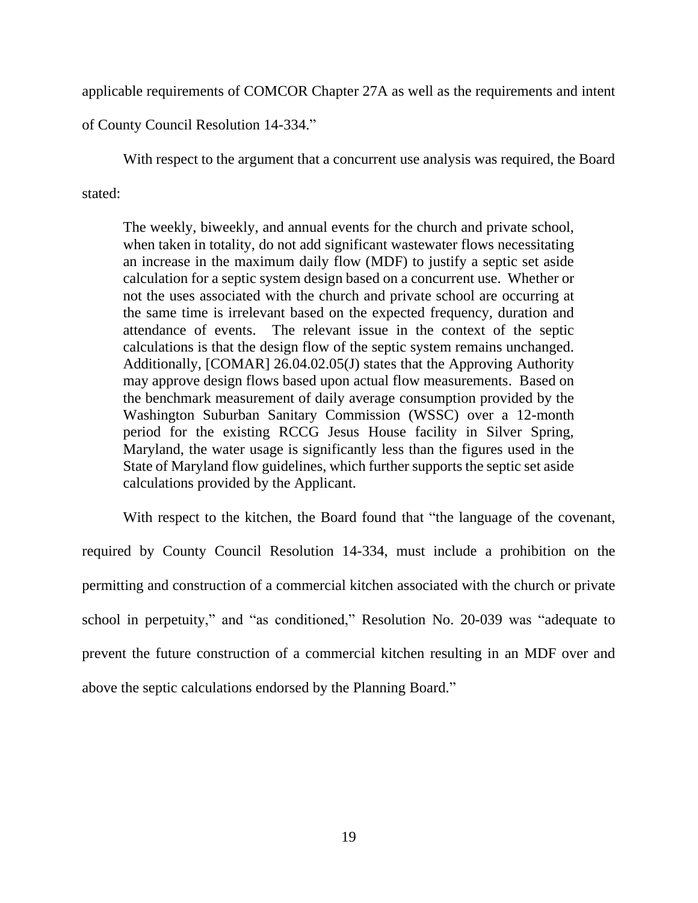applicable requirements of COMCOR Chapter 27A as well as the requirements and intent of County Council Resolution 14-334."

With respect to the argument that a concurrent use analysis was required, the Board stated:

> The weekly, biweekly, and annual events for the church and private school, when taken in totality, do not add significant wastewater flows necessitating an increase in the maximum daily flow (MDF) to justify a septic set aside calculation for a septic system design based on a concurrent use. Whether or not the uses associated with the church and private school are occurring at the same time is irrelevant based on the expected frequency, duration and attendance of events. The relevant issue in the context of the septic calculations is that the design flow of the septic system remains unchanged. Additionally, [COMAR] 26.04.02.05(J) states that the Approving Authority may approve design flows based upon actual flow measurements. Based on the benchmark measurement of daily average consumption provided by the Washington Suburban Sanitary Commission (WSSC) over a 12-month period for the existing RCCG Jesus House facility in Silver Spring, Maryland, the water usage is significantly less than the figures used in the State of Maryland flow guidelines, which further supports the septic set aside calculations provided by the Applicant.

With respect to the kitchen, the Board found that "the language of the covenant, required by County Council Resolution 14-334, must include a prohibition on the permitting and construction of a commercial kitchen associated with the church or private school in perpetuity," and "as conditioned," Resolution No. 20-039 was "adequate to prevent the future construction of a commercial kitchen resulting in an MDF over and above the septic calculations endorsed by the Planning Board."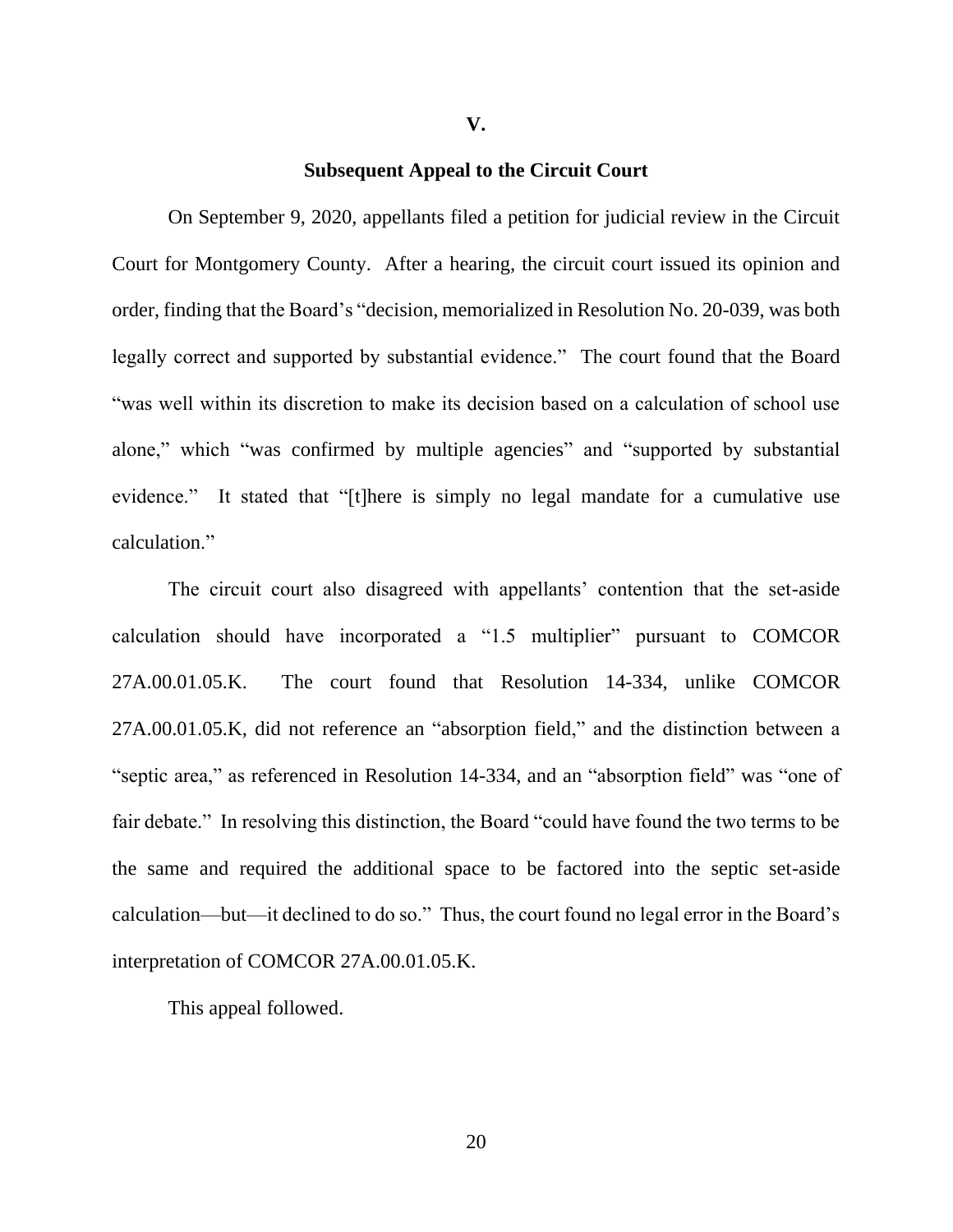## V.

## Subsequent Appeal to the Circuit Court

On September 9, 2020, appellants filed a petition for judicial review in the Circuit Court for Montgomery County. After a hearing, the circuit court issued its opinion and order, finding that the Board's "decision, memorialized in Resolution No. 20-039, was both legally correct and supported by substantial evidence." The court found that the Board "was well within its discretion to make its decision based on a calculation of school use alone," which "was confirmed by multiple agencies" and "supported by substantial evidence." It stated that "[t]here is simply no legal mandate for a cumulative use calculation."

The circuit court also disagreed with appellants' contention that the set-aside calculation should have incorporated a "1.5 multiplier" pursuant to COMCOR 27A.00.01.05.K. The court found that Resolution 14-334, unlike COMCOR 27A.00.01.05.K, did not reference an "absorption field," and the distinction between a "septic area," as referenced in Resolution 14-334, and an "absorption field" was "one of fair debate." In resolving this distinction, the Board "could have found the two terms to be the same and required the additional space to be factored into the septic set-aside calculation—but—it declined to do so." Thus, the court found no legal error in the Board's interpretation of COMCOR 27A.00.01.05.K.

This appeal followed.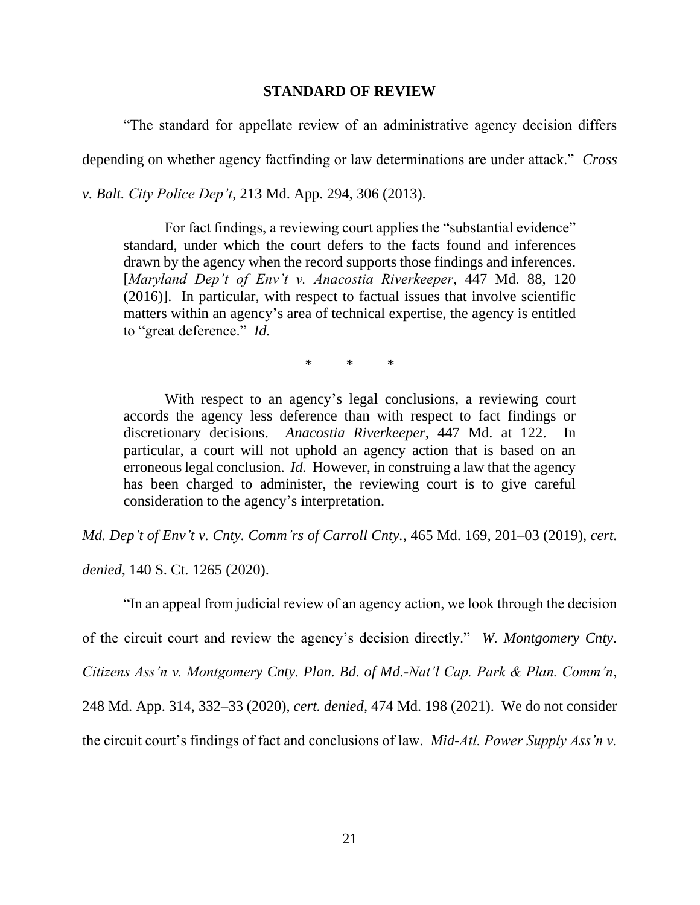**STANDARD OF REVIEW**

"The standard for appellate review of an administrative agency decision differs depending on whether agency factfinding or law determinations are under attack." *Cross v. Balt. City Police Dep't*, 213 Md. App. 294, 306 (2013).

> For fact findings, a reviewing court applies the "substantial evidence" standard, under which the court defers to the facts found and inferences drawn by the agency when the record supports those findings and inferences. [*Maryland Dep't of Env't v. Anacostia Riverkeeper*, 447 Md. 88, 120 (2016)]. In particular, with respect to factual issues that involve scientific matters within an agency's area of technical expertise, the agency is entitled to "great deference." *Id.*
>
> \* \* \*
>
> With respect to an agency's legal conclusions, a reviewing court accords the agency less deference than with respect to fact findings or discretionary decisions. *Anacostia Riverkeeper*, 447 Md. at 122. In particular, a court will not uphold an agency action that is based on an erroneous legal conclusion. *Id.* However, in construing a law that the agency has been charged to administer, the reviewing court is to give careful consideration to the agency's interpretation.

*Md. Dep't of Env't v. Cnty. Comm'rs of Carroll Cnty.*, 465 Md. 169, 201–03 (2019), *cert. denied*, 140 S. Ct. 1265 (2020).

"In an appeal from judicial review of an agency action, we look through the decision of the circuit court and review the agency's decision directly." *W. Montgomery Cnty. Citizens Ass'n v. Montgomery Cnty. Plan. Bd. of Md.-Nat'l Cap. Park & Plan. Comm'n*, 248 Md. App. 314, 332–33 (2020), *cert. denied*, 474 Md. 198 (2021). We do not consider the circuit court's findings of fact and conclusions of law. *Mid-Atl. Power Supply Ass'n v.*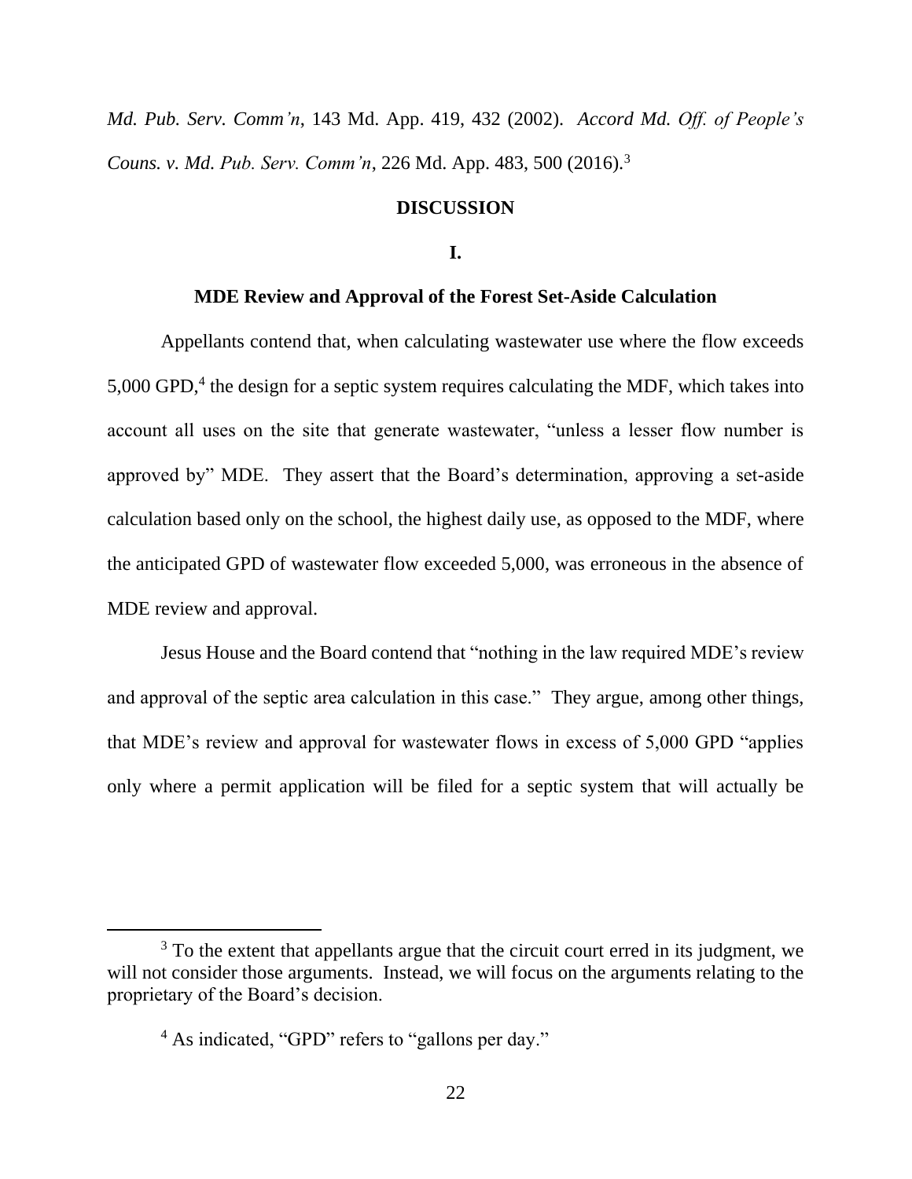*Md. Pub. Serv. Comm'n*, 143 Md. App. 419, 432 (2002). *Accord Md. Off. of People's Couns. v. Md. Pub. Serv. Comm'n*, 226 Md. App. 483, 500 (2016).[3]

## DISCUSSION

### I.

### MDE Review and Approval of the Forest Set-Aside Calculation

Appellants contend that, when calculating wastewater use where the flow exceeds 5,000 GPD,[4] the design for a septic system requires calculating the MDF, which takes into account all uses on the site that generate wastewater, "unless a lesser flow number is approved by" MDE. They assert that the Board's determination, approving a set-aside calculation based only on the school, the highest daily use, as opposed to the MDF, where the anticipated GPD of wastewater flow exceeded 5,000, was erroneous in the absence of MDE review and approval.

Jesus House and the Board contend that "nothing in the law required MDE's review and approval of the septic area calculation in this case." They argue, among other things, that MDE's review and approval for wastewater flows in excess of 5,000 GPD "applies only where a permit application will be filed for a septic system that will actually be

---

[3] To the extent that appellants argue that the circuit court erred in its judgment, we will not consider those arguments. Instead, we will focus on the arguments relating to the proprietary of the Board's decision.

[4] As indicated, "GPD" refers to "gallons per day."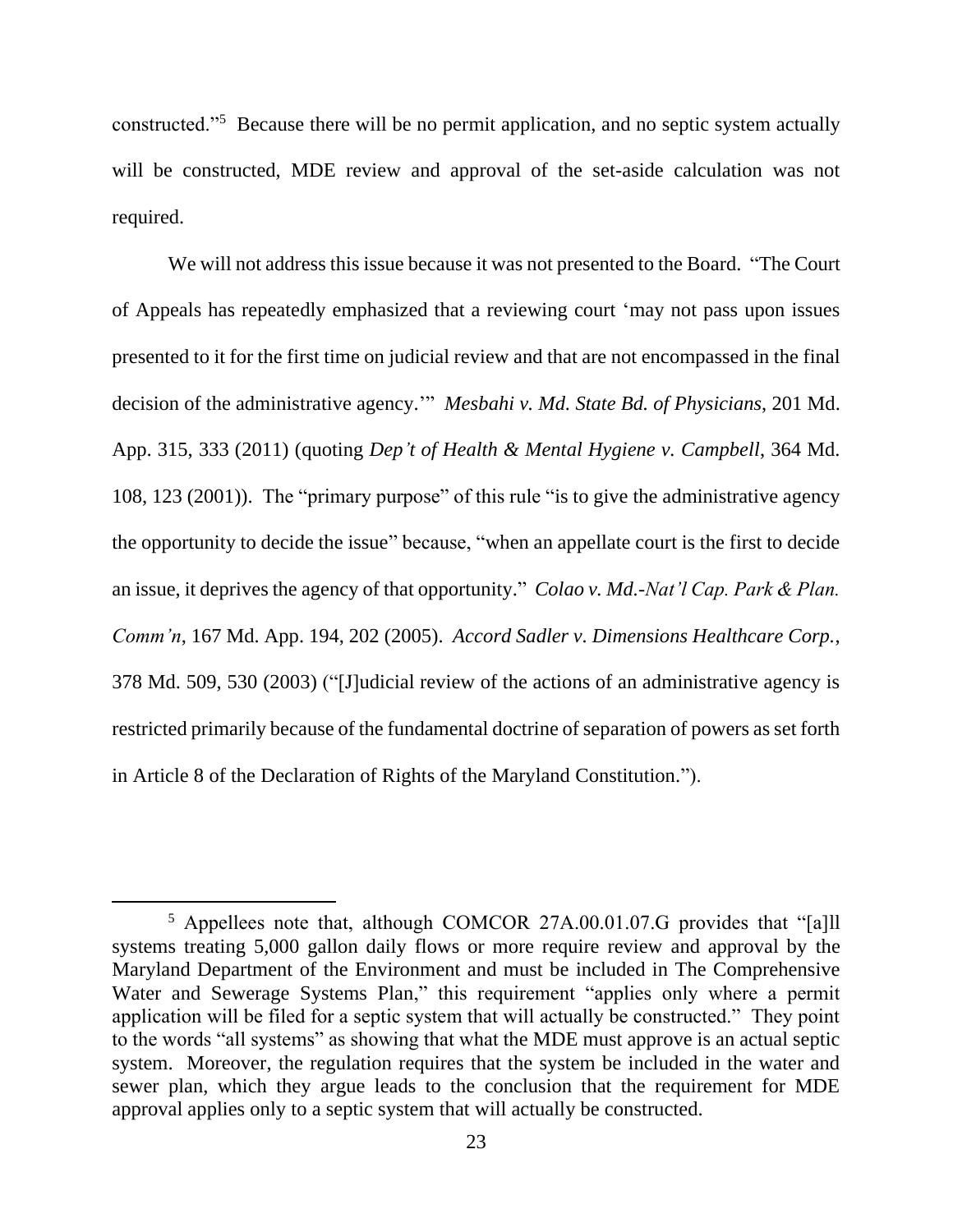constructed."[5] Because there will be no permit application, and no septic system actually will be constructed, MDE review and approval of the set-aside calculation was not required.

We will not address this issue because it was not presented to the Board. "The Court of Appeals has repeatedly emphasized that a reviewing court 'may not pass upon issues presented to it for the first time on judicial review and that are not encompassed in the final decision of the administrative agency.'" *Mesbahi v. Md. State Bd. of Physicians*, 201 Md. App. 315, 333 (2011) (quoting *Dep't of Health & Mental Hygiene v. Campbell*, 364 Md. 108, 123 (2001)). The "primary purpose" of this rule "is to give the administrative agency the opportunity to decide the issue" because, "when an appellate court is the first to decide an issue, it deprives the agency of that opportunity." *Colao v. Md.-Nat'l Cap. Park & Plan. Comm'n*, 167 Md. App. 194, 202 (2005). *Accord Sadler v. Dimensions Healthcare Corp.*, 378 Md. 509, 530 (2003) ("[J]udicial review of the actions of an administrative agency is restricted primarily because of the fundamental doctrine of separation of powers as set forth in Article 8 of the Declaration of Rights of the Maryland Constitution.").

---

[5] Appellees note that, although COMCOR 27A.00.01.07.G provides that "[a]ll systems treating 5,000 gallon daily flows or more require review and approval by the Maryland Department of the Environment and must be included in The Comprehensive Water and Sewerage Systems Plan," this requirement "applies only where a permit application will be filed for a septic system that will actually be constructed." They point to the words "all systems" as showing that what the MDE must approve is an actual septic system. Moreover, the regulation requires that the system be included in the water and sewer plan, which they argue leads to the conclusion that the requirement for MDE approval applies only to a septic system that will actually be constructed.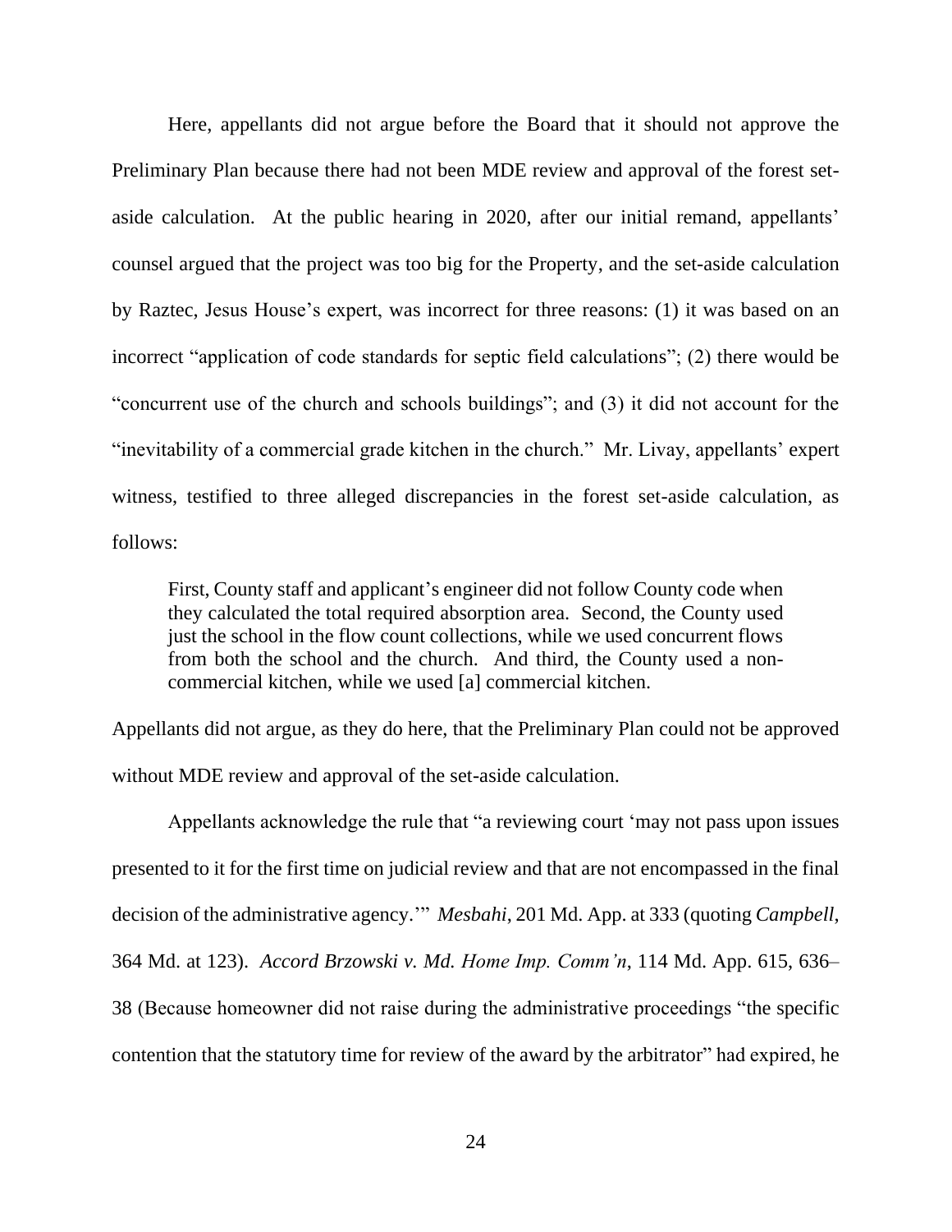Here, appellants did not argue before the Board that it should not approve the Preliminary Plan because there had not been MDE review and approval of the forest set-aside calculation. At the public hearing in 2020, after our initial remand, appellants' counsel argued that the project was too big for the Property, and the set-aside calculation by Raztec, Jesus House's expert, was incorrect for three reasons: (1) it was based on an incorrect "application of code standards for septic field calculations"; (2) there would be "concurrent use of the church and schools buildings"; and (3) it did not account for the "inevitability of a commercial grade kitchen in the church." Mr. Livay, appellants' expert witness, testified to three alleged discrepancies in the forest set-aside calculation, as follows:

> First, County staff and applicant's engineer did not follow County code when they calculated the total required absorption area. Second, the County used just the school in the flow count collections, while we used concurrent flows from both the school and the church. And third, the County used a non-commercial kitchen, while we used [a] commercial kitchen.

Appellants did not argue, as they do here, that the Preliminary Plan could not be approved without MDE review and approval of the set-aside calculation.

Appellants acknowledge the rule that "a reviewing court 'may not pass upon issues presented to it for the first time on judicial review and that are not encompassed in the final decision of the administrative agency.'" *Mesbahi*, 201 Md. App. at 333 (quoting *Campbell*, 364 Md. at 123). *Accord Brzowski v. Md. Home Imp. Comm'n*, 114 Md. App. 615, 636–38 (Because homeowner did not raise during the administrative proceedings "the specific contention that the statutory time for review of the award by the arbitrator" had expired, he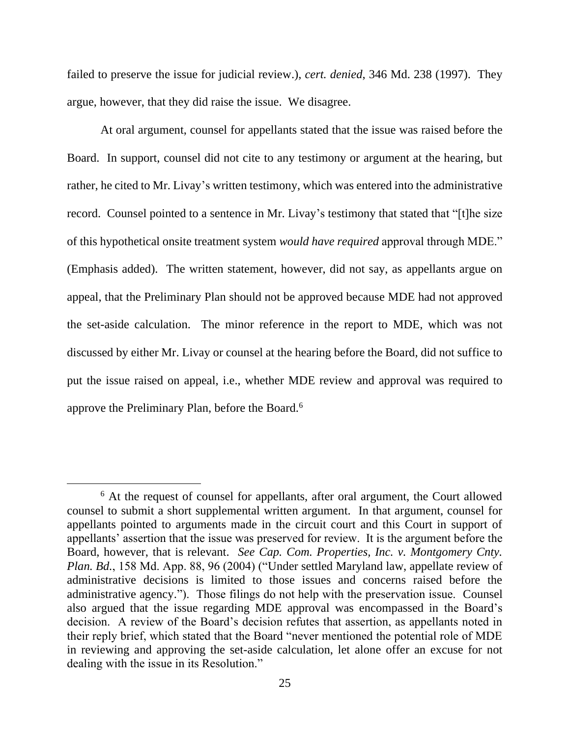failed to preserve the issue for judicial review.), *cert. denied*, 346 Md. 238 (1997). They argue, however, that they did raise the issue. We disagree.

At oral argument, counsel for appellants stated that the issue was raised before the Board. In support, counsel did not cite to any testimony or argument at the hearing, but rather, he cited to Mr. Livay's written testimony, which was entered into the administrative record. Counsel pointed to a sentence in Mr. Livay's testimony that stated that "[t]he size of this hypothetical onsite treatment system *would have required* approval through MDE." (Emphasis added). The written statement, however, did not say, as appellants argue on appeal, that the Preliminary Plan should not be approved because MDE had not approved the set-aside calculation. The minor reference in the report to MDE, which was not discussed by either Mr. Livay or counsel at the hearing before the Board, did not suffice to put the issue raised on appeal, i.e., whether MDE review and approval was required to approve the Preliminary Plan, before the Board.[6]

---

[6] At the request of counsel for appellants, after oral argument, the Court allowed counsel to submit a short supplemental written argument. In that argument, counsel for appellants pointed to arguments made in the circuit court and this Court in support of appellants' assertion that the issue was preserved for review. It is the argument before the Board, however, that is relevant. *See Cap. Com. Properties, Inc. v. Montgomery Cnty. Plan. Bd.*, 158 Md. App. 88, 96 (2004) ("Under settled Maryland law, appellate review of administrative decisions is limited to those issues and concerns raised before the administrative agency."). Those filings do not help with the preservation issue. Counsel also argued that the issue regarding MDE approval was encompassed in the Board's decision. A review of the Board's decision refutes that assertion, as appellants noted in their reply brief, which stated that the Board "never mentioned the potential role of MDE in reviewing and approving the set-aside calculation, let alone offer an excuse for not dealing with the issue in its Resolution."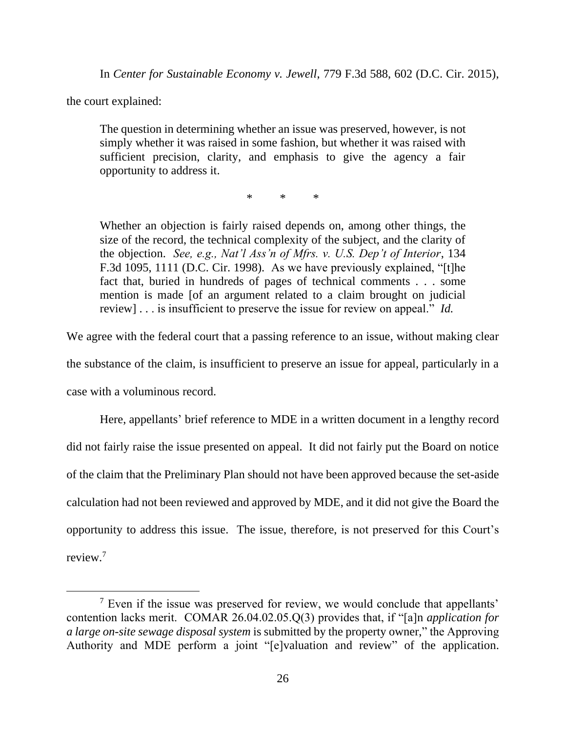In *Center for Sustainable Economy v. Jewell*, 779 F.3d 588, 602 (D.C. Cir. 2015), the court explained:

> The question in determining whether an issue was preserved, however, is not simply whether it was raised in some fashion, but whether it was raised with sufficient precision, clarity, and emphasis to give the agency a fair opportunity to address it.
>
> \* \* \*
>
> Whether an objection is fairly raised depends on, among other things, the size of the record, the technical complexity of the subject, and the clarity of the objection. *See, e.g., Nat'l Ass'n of Mfrs. v. U.S. Dep't of Interior*, 134 F.3d 1095, 1111 (D.C. Cir. 1998). As we have previously explained, "[t]he fact that, buried in hundreds of pages of technical comments . . . some mention is made [of an argument related to a claim brought on judicial review] . . . is insufficient to preserve the issue for review on appeal." *Id.*

We agree with the federal court that a passing reference to an issue, without making clear the substance of the claim, is insufficient to preserve an issue for appeal, particularly in a case with a voluminous record.

Here, appellants' brief reference to MDE in a written document in a lengthy record did not fairly raise the issue presented on appeal. It did not fairly put the Board on notice of the claim that the Preliminary Plan should not have been approved because the set-aside calculation had not been reviewed and approved by MDE, and it did not give the Board the opportunity to address this issue. The issue, therefore, is not preserved for this Court's review.[7]

[7] Even if the issue was preserved for review, we would conclude that appellants' contention lacks merit. COMAR 26.04.02.05.Q(3) provides that, if "[a]n *application for a large on-site sewage disposal system* is submitted by the property owner," the Approving Authority and MDE perform a joint "[e]valuation and review" of the application.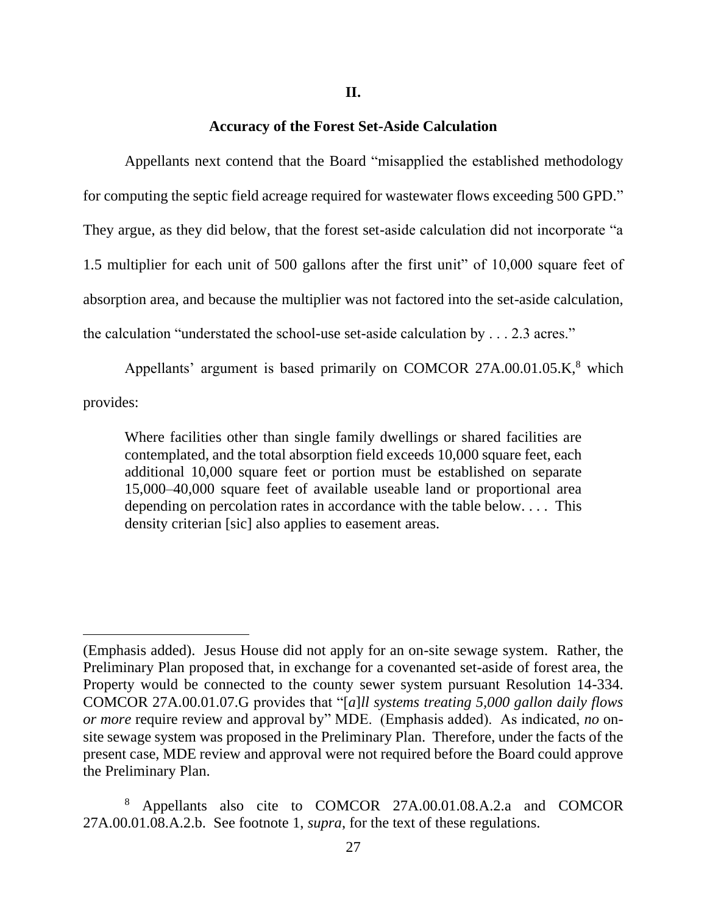## II.

### Accuracy of the Forest Set-Aside Calculation

Appellants next contend that the Board "misapplied the established methodology for computing the septic field acreage required for wastewater flows exceeding 500 GPD." They argue, as they did below, that the forest set-aside calculation did not incorporate "a 1.5 multiplier for each unit of 500 gallons after the first unit" of 10,000 square feet of absorption area, and because the multiplier was not factored into the set-aside calculation, the calculation "understated the school-use set-aside calculation by . . . 2.3 acres."

Appellants' argument is based primarily on COMCOR 27A.00.01.05.K,[8] which provides:

> Where facilities other than single family dwellings or shared facilities are contemplated, and the total absorption field exceeds 10,000 square feet, each additional 10,000 square feet or portion must be established on separate 15,000–40,000 square feet of available useable land or proportional area depending on percolation rates in accordance with the table below. . . . This density criterian [sic] also applies to easement areas.

---

(Emphasis added). Jesus House did not apply for an on-site sewage system. Rather, the Preliminary Plan proposed that, in exchange for a covenanted set-aside of forest area, the Property would be connected to the county sewer system pursuant Resolution 14-334. COMCOR 27A.00.01.07.G provides that "[*a*]*ll systems treating 5,000 gallon daily flows or more* require review and approval by" MDE. (Emphasis added). As indicated, *no* on-site sewage system was proposed in the Preliminary Plan. Therefore, under the facts of the present case, MDE review and approval were not required before the Board could approve the Preliminary Plan.

[8] Appellants also cite to COMCOR 27A.00.01.08.A.2.a and COMCOR 27A.00.01.08.A.2.b. See footnote 1, *supra*, for the text of these regulations.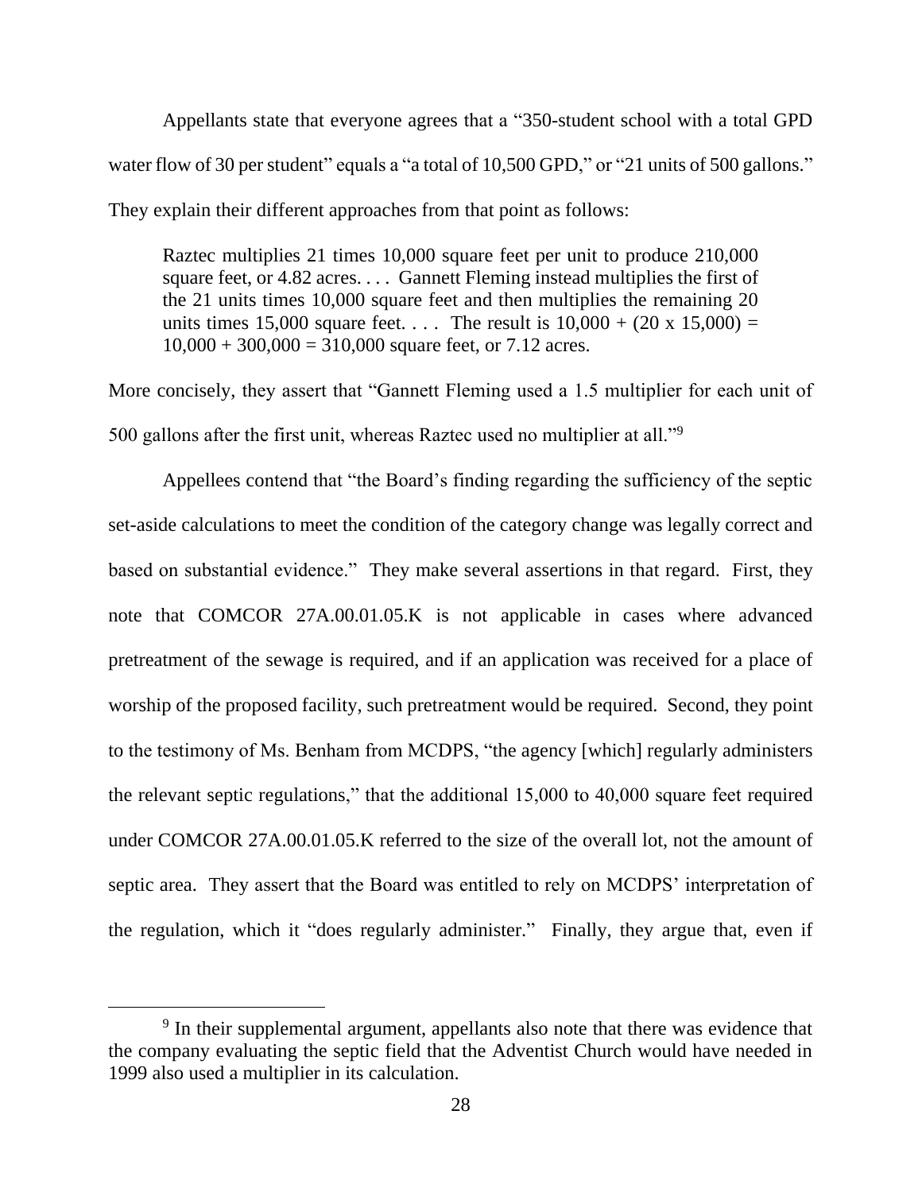Appellants state that everyone agrees that a "350-student school with a total GPD water flow of 30 per student" equals a "a total of 10,500 GPD," or "21 units of 500 gallons." They explain their different approaches from that point as follows:

> Raztec multiplies 21 times 10,000 square feet per unit to produce 210,000 square feet, or 4.82 acres. . . . Gannett Fleming instead multiplies the first of the 21 units times 10,000 square feet and then multiplies the remaining 20 units times 15,000 square feet. . . . The result is 10,000 + (20 x 15,000) = 10,000 + 300,000 = 310,000 square feet, or 7.12 acres.

More concisely, they assert that "Gannett Fleming used a 1.5 multiplier for each unit of 500 gallons after the first unit, whereas Raztec used no multiplier at all."[9]

Appellees contend that "the Board's finding regarding the sufficiency of the septic set-aside calculations to meet the condition of the category change was legally correct and based on substantial evidence." They make several assertions in that regard. First, they note that COMCOR 27A.00.01.05.K is not applicable in cases where advanced pretreatment of the sewage is required, and if an application was received for a place of worship of the proposed facility, such pretreatment would be required. Second, they point to the testimony of Ms. Benham from MCDPS, "the agency [which] regularly administers the relevant septic regulations," that the additional 15,000 to 40,000 square feet required under COMCOR 27A.00.01.05.K referred to the size of the overall lot, not the amount of septic area. They assert that the Board was entitled to rely on MCDPS' interpretation of the regulation, which it "does regularly administer." Finally, they argue that, even if

[9] In their supplemental argument, appellants also note that there was evidence that the company evaluating the septic field that the Adventist Church would have needed in 1999 also used a multiplier in its calculation.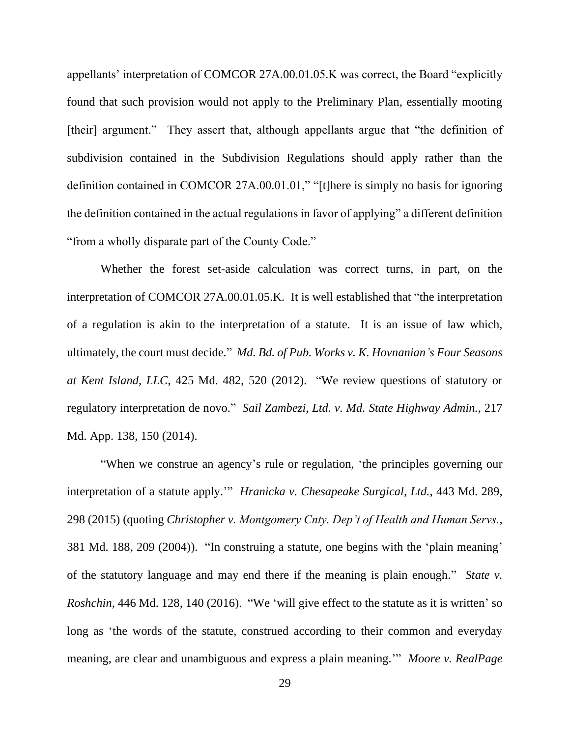appellants' interpretation of COMCOR 27A.00.01.05.K was correct, the Board "explicitly found that such provision would not apply to the Preliminary Plan, essentially mooting [their] argument." They assert that, although appellants argue that "the definition of subdivision contained in the Subdivision Regulations should apply rather than the definition contained in COMCOR 27A.00.01.01," "[t]here is simply no basis for ignoring the definition contained in the actual regulations in favor of applying" a different definition "from a wholly disparate part of the County Code."

Whether the forest set-aside calculation was correct turns, in part, on the interpretation of COMCOR 27A.00.01.05.K. It is well established that "the interpretation of a regulation is akin to the interpretation of a statute. It is an issue of law which, ultimately, the court must decide." *Md. Bd. of Pub. Works v. K. Hovnanian's Four Seasons at Kent Island, LLC*, 425 Md. 482, 520 (2012). "We review questions of statutory or regulatory interpretation de novo." *Sail Zambezi, Ltd. v. Md. State Highway Admin.*, 217 Md. App. 138, 150 (2014).

"When we construe an agency's rule or regulation, 'the principles governing our interpretation of a statute apply.'" *Hranicka v. Chesapeake Surgical, Ltd.*, 443 Md. 289, 298 (2015) (quoting *Christopher v. Montgomery Cnty. Dep't of Health and Human Servs.*, 381 Md. 188, 209 (2004)). "In construing a statute, one begins with the 'plain meaning' of the statutory language and may end there if the meaning is plain enough." *State v. Roshchin*, 446 Md. 128, 140 (2016). "We 'will give effect to the statute as it is written' so long as 'the words of the statute, construed according to their common and everyday meaning, are clear and unambiguous and express a plain meaning.'" *Moore v. RealPage*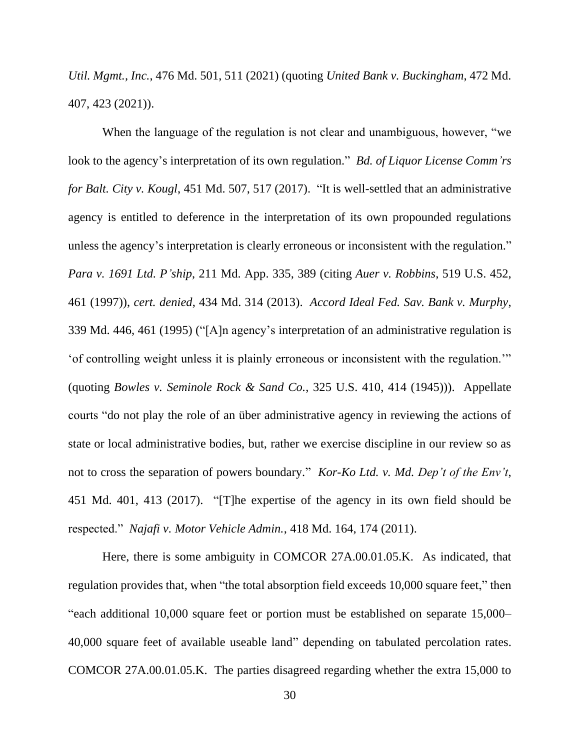*Util. Mgmt., Inc.*, 476 Md. 501, 511 (2021) (quoting *United Bank v. Buckingham*, 472 Md. 407, 423 (2021)).

When the language of the regulation is not clear and unambiguous, however, "we look to the agency's interpretation of its own regulation." *Bd. of Liquor License Comm'rs for Balt. City v. Kougl*, 451 Md. 507, 517 (2017). "It is well-settled that an administrative agency is entitled to deference in the interpretation of its own propounded regulations unless the agency's interpretation is clearly erroneous or inconsistent with the regulation." *Para v. 1691 Ltd. P'ship*, 211 Md. App. 335, 389 (citing *Auer v. Robbins*, 519 U.S. 452, 461 (1997)), *cert. denied*, 434 Md. 314 (2013). *Accord Ideal Fed. Sav. Bank v. Murphy*, 339 Md. 446, 461 (1995) ("[A]n agency's interpretation of an administrative regulation is 'of controlling weight unless it is plainly erroneous or inconsistent with the regulation.'" (quoting *Bowles v. Seminole Rock & Sand Co.*, 325 U.S. 410, 414 (1945))). Appellate courts "do not play the role of an über administrative agency in reviewing the actions of state or local administrative bodies, but, rather we exercise discipline in our review so as not to cross the separation of powers boundary." *Kor-Ko Ltd. v. Md. Dep't of the Env't*, 451 Md. 401, 413 (2017). "[T]he expertise of the agency in its own field should be respected." *Najafi v. Motor Vehicle Admin.*, 418 Md. 164, 174 (2011).

Here, there is some ambiguity in COMCOR 27A.00.01.05.K. As indicated, that regulation provides that, when "the total absorption field exceeds 10,000 square feet," then "each additional 10,000 square feet or portion must be established on separate 15,000–40,000 square feet of available useable land" depending on tabulated percolation rates. COMCOR 27A.00.01.05.K. The parties disagreed regarding whether the extra 15,000 to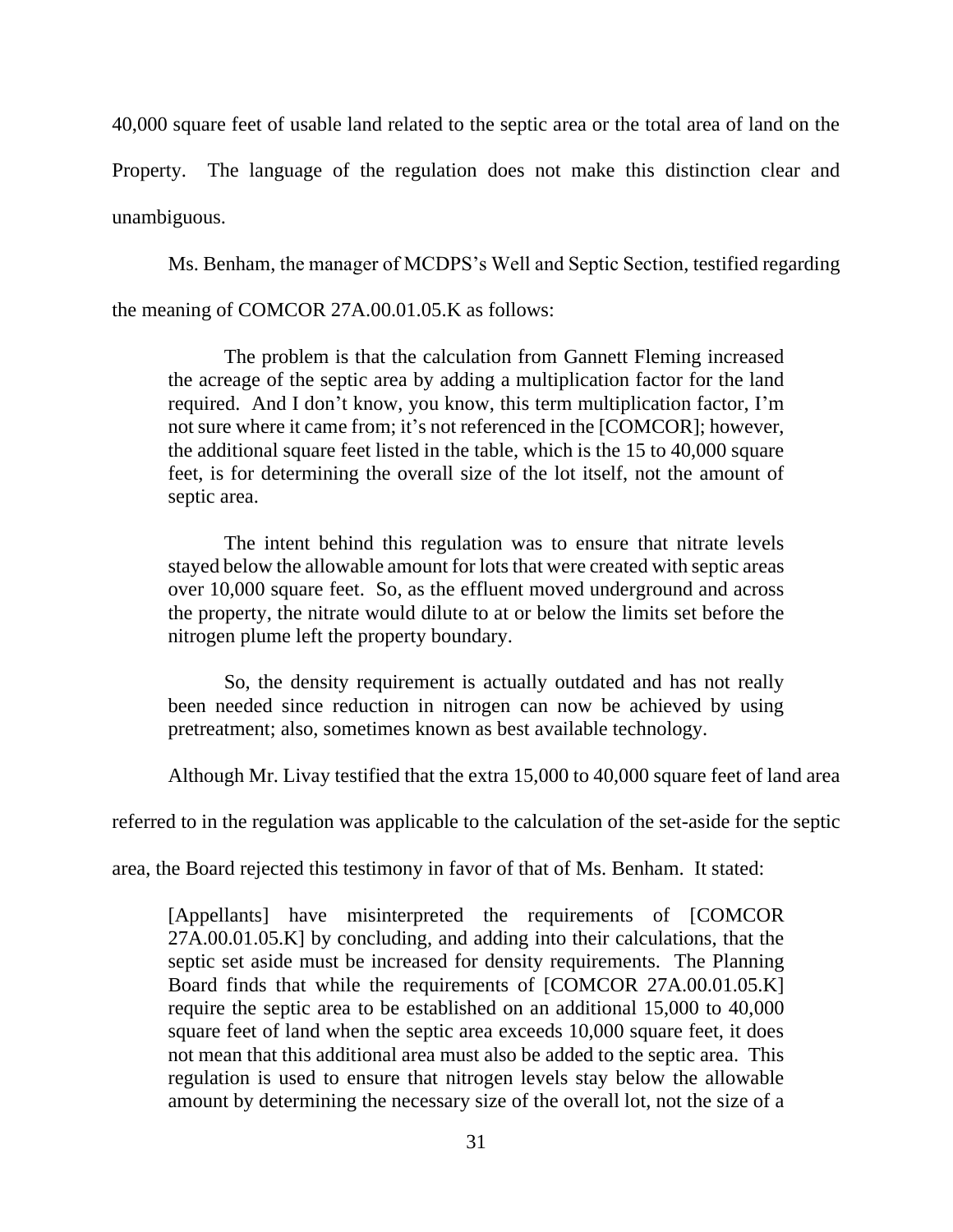40,000 square feet of usable land related to the septic area or the total area of land on the Property. The language of the regulation does not make this distinction clear and unambiguous.

Ms. Benham, the manager of MCDPS's Well and Septic Section, testified regarding the meaning of COMCOR 27A.00.01.05.K as follows:

> The problem is that the calculation from Gannett Fleming increased the acreage of the septic area by adding a multiplication factor for the land required. And I don't know, you know, this term multiplication factor, I'm not sure where it came from; it's not referenced in the [COMCOR]; however, the additional square feet listed in the table, which is the 15 to 40,000 square feet, is for determining the overall size of the lot itself, not the amount of septic area.
>
> The intent behind this regulation was to ensure that nitrate levels stayed below the allowable amount for lots that were created with septic areas over 10,000 square feet. So, as the effluent moved underground and across the property, the nitrate would dilute to at or below the limits set before the nitrogen plume left the property boundary.
>
> So, the density requirement is actually outdated and has not really been needed since reduction in nitrogen can now be achieved by using pretreatment; also, sometimes known as best available technology.

Although Mr. Livay testified that the extra 15,000 to 40,000 square feet of land area referred to in the regulation was applicable to the calculation of the set-aside for the septic area, the Board rejected this testimony in favor of that of Ms. Benham. It stated:

> [Appellants] have misinterpreted the requirements of [COMCOR 27A.00.01.05.K] by concluding, and adding into their calculations, that the septic set aside must be increased for density requirements. The Planning Board finds that while the requirements of [COMCOR 27A.00.01.05.K] require the septic area to be established on an additional 15,000 to 40,000 square feet of land when the septic area exceeds 10,000 square feet, it does not mean that this additional area must also be added to the septic area. This regulation is used to ensure that nitrogen levels stay below the allowable amount by determining the necessary size of the overall lot, not the size of a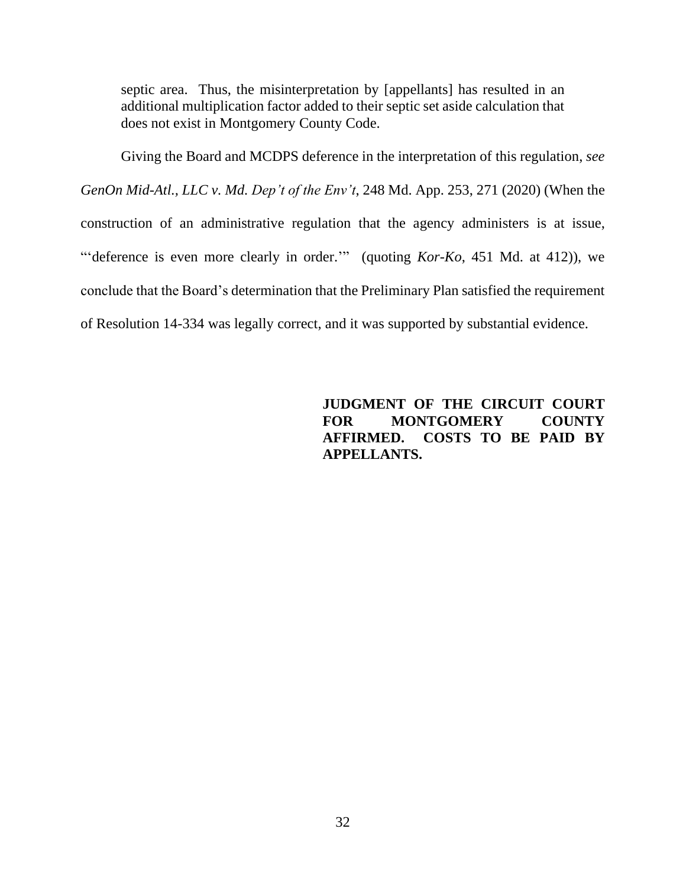> septic area. Thus, the misinterpretation by [appellants] has resulted in an additional multiplication factor added to their septic set aside calculation that does not exist in Montgomery County Code.

Giving the Board and MCDPS deference in the interpretation of this regulation, *see GenOn Mid-Atl., LLC v. Md. Dep't of the Env't*, 248 Md. App. 253, 271 (2020) (When the construction of an administrative regulation that the agency administers is at issue, "'deference is even more clearly in order.'" (quoting *Kor-Ko*, 451 Md. at 412)), we conclude that the Board's determination that the Preliminary Plan satisfied the requirement of Resolution 14-334 was legally correct, and it was supported by substantial evidence.

**JUDGMENT OF THE CIRCUIT COURT FOR MONTGOMERY COUNTY AFFIRMED. COSTS TO BE PAID BY APPELLANTS.**